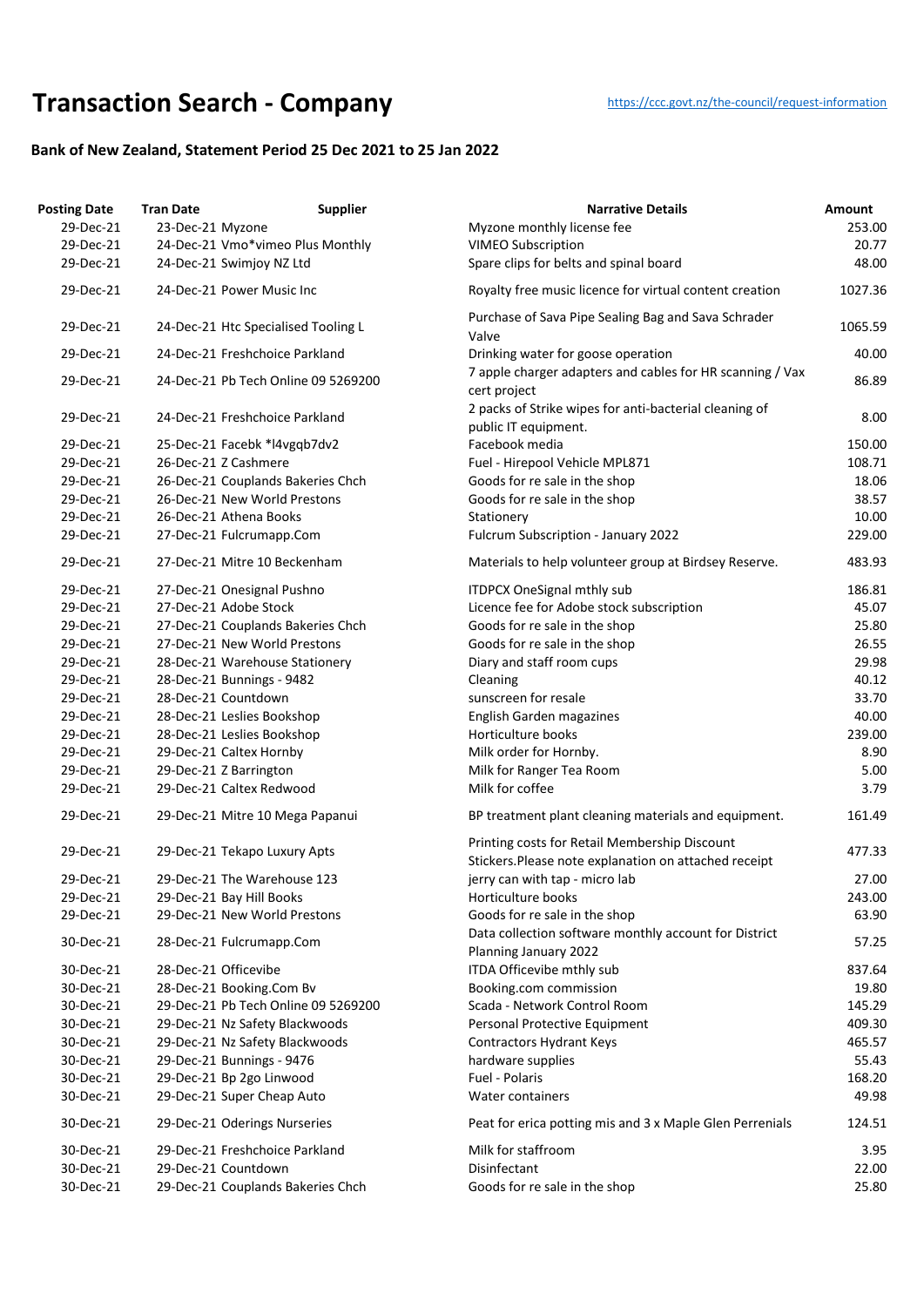# Transaction Search - Company

https://ccc.govt.nz/the-council/request-information

### Bank of New Zealand, Statement Period 25 Dec 2021 to 25 Jan 2022

| Posting Date | Tran Date | Supplier | Narrative Details | Amount |
|---|---|---|---|---|
| 29-Dec-21 | 23-Dec-21 | Myzone | Myzone monthly license fee | 253.00 |
| 29-Dec-21 | 24-Dec-21 | Vmo*vimeo Plus Monthly | VIMEO Subscription | 20.77 |
| 29-Dec-21 | 24-Dec-21 | Swimjoy NZ Ltd | Spare clips for belts and spinal board | 48.00 |
| 29-Dec-21 | 24-Dec-21 | Power Music Inc | Royalty free music licence for virtual content creation | 1027.36 |
| 29-Dec-21 | 24-Dec-21 | Htc Specialised Tooling L | Purchase of Sava Pipe Sealing Bag and Sava Schrader Valve | 1065.59 |
| 29-Dec-21 | 24-Dec-21 | Freshchoice Parkland | Drinking water for goose operation | 40.00 |
| 29-Dec-21 | 24-Dec-21 | Pb Tech Online 09 5269200 | 7 apple charger adapters and cables for HR scanning / Vax cert project | 86.89 |
| 29-Dec-21 | 24-Dec-21 | Freshchoice Parkland | 2 packs of Strike wipes for anti-bacterial cleaning of public IT equipment. | 8.00 |
| 29-Dec-21 | 25-Dec-21 | Facebk *l4vgqb7dv2 | Facebook media | 150.00 |
| 29-Dec-21 | 26-Dec-21 | Z Cashmere | Fuel - Hirepool Vehicle MPL871 | 108.71 |
| 29-Dec-21 | 26-Dec-21 | Couplands Bakeries Chch | Goods for re sale in the shop | 18.06 |
| 29-Dec-21 | 26-Dec-21 | New World Prestons | Goods for re sale in the shop | 38.57 |
| 29-Dec-21 | 26-Dec-21 | Athena Books | Stationery | 10.00 |
| 29-Dec-21 | 27-Dec-21 | Fulcrumapp.Com | Fulcrum Subscription - January 2022 | 229.00 |
| 29-Dec-21 | 27-Dec-21 | Mitre 10 Beckenham | Materials to help volunteer group at Birdsey Reserve. | 483.93 |
| 29-Dec-21 | 27-Dec-21 | Onesignal Pushno | ITDPCX OneSignal mthly sub | 186.81 |
| 29-Dec-21 | 27-Dec-21 | Adobe Stock | Licence fee for Adobe stock subscription | 45.07 |
| 29-Dec-21 | 27-Dec-21 | Couplands Bakeries Chch | Goods for re sale in the shop | 25.80 |
| 29-Dec-21 | 27-Dec-21 | New World Prestons | Goods for re sale in the shop | 26.55 |
| 29-Dec-21 | 28-Dec-21 | Warehouse Stationery | Diary and staff room cups | 29.98 |
| 29-Dec-21 | 28-Dec-21 | Bunnings - 9482 | Cleaning | 40.12 |
| 29-Dec-21 | 28-Dec-21 | Countdown | sunscreen for resale | 33.70 |
| 29-Dec-21 | 28-Dec-21 | Leslies Bookshop | English Garden magazines | 40.00 |
| 29-Dec-21 | 28-Dec-21 | Leslies Bookshop | Horticulture books | 239.00 |
| 29-Dec-21 | 29-Dec-21 | Caltex Hornby | Milk order for Hornby. | 8.90 |
| 29-Dec-21 | 29-Dec-21 | Z Barrington | Milk for Ranger Tea Room | 5.00 |
| 29-Dec-21 | 29-Dec-21 | Caltex Redwood | Milk for coffee | 3.79 |
| 29-Dec-21 | 29-Dec-21 | Mitre 10 Mega Papanui | BP treatment plant cleaning materials and equipment. | 161.49 |
| 29-Dec-21 | 29-Dec-21 | Tekapo Luxury Apts | Printing costs for Retail Membership Discount Stickers.Please note explanation on attached receipt | 477.33 |
| 29-Dec-21 | 29-Dec-21 | The Warehouse 123 | jerry can with tap - micro lab | 27.00 |
| 29-Dec-21 | 29-Dec-21 | Bay Hill Books | Horticulture books | 243.00 |
| 29-Dec-21 | 29-Dec-21 | New World Prestons | Goods for re sale in the shop | 63.90 |
| 30-Dec-21 | 28-Dec-21 | Fulcrumapp.Com | Data collection software monthly account for District Planning January 2022 | 57.25 |
| 30-Dec-21 | 28-Dec-21 | Officevibe | ITDA Officevibe mthly sub | 837.64 |
| 30-Dec-21 | 28-Dec-21 | Booking.Com Bv | Booking.com commission | 19.80 |
| 30-Dec-21 | 29-Dec-21 | Pb Tech Online 09 5269200 | Scada - Network Control Room | 145.29 |
| 30-Dec-21 | 29-Dec-21 | Nz Safety Blackwoods | Personal Protective Equipment | 409.30 |
| 30-Dec-21 | 29-Dec-21 | Nz Safety Blackwoods | Contractors Hydrant Keys | 465.57 |
| 30-Dec-21 | 29-Dec-21 | Bunnings - 9476 | hardware supplies | 55.43 |
| 30-Dec-21 | 29-Dec-21 | Bp 2go Linwood | Fuel - Polaris | 168.20 |
| 30-Dec-21 | 29-Dec-21 | Super Cheap Auto | Water containers | 49.98 |
| 30-Dec-21 | 29-Dec-21 | Oderings Nurseries | Peat for erica potting mis and 3 x Maple Glen Perrenials | 124.51 |
| 30-Dec-21 | 29-Dec-21 | Freshchoice Parkland | Milk for staffroom | 3.95 |
| 30-Dec-21 | 29-Dec-21 | Countdown | Disinfectant | 22.00 |
| 30-Dec-21 | 29-Dec-21 | Couplands Bakeries Chch | Goods for re sale in the shop | 25.80 |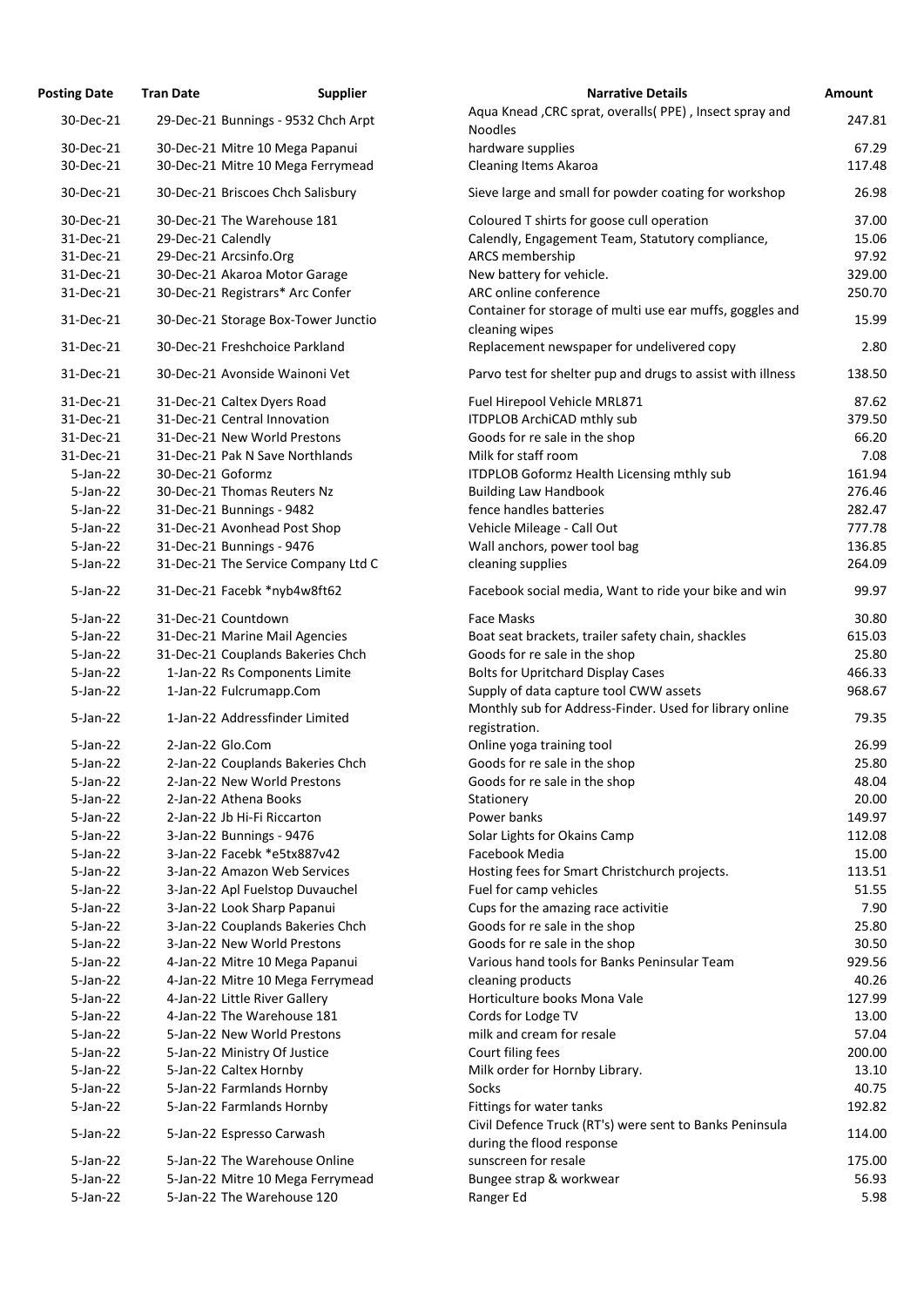| Posting Date | Tran Date | Supplier | Narrative Details | Amount |
|---|---|---|---|---|
| 30-Dec-21 | 29-Dec-21 | Bunnings - 9532 Chch Arpt | Aqua Knead ,CRC sprat, overalls( PPE) , Insect spray and Noodles | 247.81 |
| 30-Dec-21 | 30-Dec-21 | Mitre 10 Mega Papanui | hardware supplies | 67.29 |
| 30-Dec-21 | 30-Dec-21 | Mitre 10 Mega Ferrymead | Cleaning Items Akaroa | 117.48 |
| 30-Dec-21 | 30-Dec-21 | Briscoes Chch Salisbury | Sieve large and small for powder coating for workshop | 26.98 |
| 30-Dec-21 | 30-Dec-21 | The Warehouse 181 | Coloured T shirts for goose cull operation | 37.00 |
| 31-Dec-21 | 29-Dec-21 | Calendly | Calendly, Engagement Team, Statutory compliance, | 15.06 |
| 31-Dec-21 | 29-Dec-21 | Arcsinfo.Org | ARCS membership | 97.92 |
| 31-Dec-21 | 30-Dec-21 | Akaroa Motor Garage | New battery for vehicle. | 329.00 |
| 31-Dec-21 | 30-Dec-21 | Registrars* Arc Confer | ARC online conference | 250.70 |
| 31-Dec-21 | 30-Dec-21 | Storage Box-Tower Junctio | Container for storage of multi use ear muffs, goggles and cleaning wipes | 15.99 |
| 31-Dec-21 | 30-Dec-21 | Freshchoice Parkland | Replacement newspaper for undelivered copy | 2.80 |
| 31-Dec-21 | 30-Dec-21 | Avonside Wainoni Vet | Parvo test for shelter pup and drugs to assist with illness | 138.50 |
| 31-Dec-21 | 31-Dec-21 | Caltex Dyers Road | Fuel Hirepool Vehicle MRL871 | 87.62 |
| 31-Dec-21 | 31-Dec-21 | Central Innovation | ITDPLOB ArchiCAD mthly sub | 379.50 |
| 31-Dec-21 | 31-Dec-21 | New World Prestons | Goods for re sale in the shop | 66.20 |
| 31-Dec-21 | 31-Dec-21 | Pak N Save Northlands | Milk for staff room | 7.08 |
| 5-Jan-22 | 30-Dec-21 | Goformz | ITDPLOB Goformz Health Licensing mthly sub | 161.94 |
| 5-Jan-22 | 30-Dec-21 | Thomas Reuters Nz | Building Law Handbook | 276.46 |
| 5-Jan-22 | 31-Dec-21 | Bunnings - 9482 | fence handles batteries | 282.47 |
| 5-Jan-22 | 31-Dec-21 | Avonhead Post Shop | Vehicle Mileage - Call Out | 777.78 |
| 5-Jan-22 | 31-Dec-21 | Bunnings - 9476 | Wall anchors, power tool bag | 136.85 |
| 5-Jan-22 | 31-Dec-21 | The Service Company Ltd C | cleaning supplies | 264.09 |
| 5-Jan-22 | 31-Dec-21 | Facebk *nyb4w8ft62 | Facebook social media, Want to ride your bike and win | 99.97 |
| 5-Jan-22 | 31-Dec-21 | Countdown | Face Masks | 30.80 |
| 5-Jan-22 | 31-Dec-21 | Marine Mail Agencies | Boat seat brackets, trailer safety chain, shackles | 615.03 |
| 5-Jan-22 | 31-Dec-21 | Couplands Bakeries Chch | Goods for re sale in the shop | 25.80 |
| 5-Jan-22 | 1-Jan-22 | Rs Components Limite | Bolts for Upritchard Display Cases | 466.33 |
| 5-Jan-22 | 1-Jan-22 | Fulcrumapp.Com | Supply of data capture tool CWW assets | 968.67 |
| 5-Jan-22 | 1-Jan-22 | Addressfinder Limited | Monthly sub for Address-Finder. Used for library online registration. | 79.35 |
| 5-Jan-22 | 2-Jan-22 | Glo.Com | Online yoga training tool | 26.99 |
| 5-Jan-22 | 2-Jan-22 | Couplands Bakeries Chch | Goods for re sale in the shop | 25.80 |
| 5-Jan-22 | 2-Jan-22 | New World Prestons | Goods for re sale in the shop | 48.04 |
| 5-Jan-22 | 2-Jan-22 | Athena Books | Stationery | 20.00 |
| 5-Jan-22 | 2-Jan-22 | Jb Hi-Fi Riccarton | Power banks | 149.97 |
| 5-Jan-22 | 3-Jan-22 | Bunnings - 9476 | Solar Lights for Okains Camp | 112.08 |
| 5-Jan-22 | 3-Jan-22 | Facebk *e5tx887v42 | Facebook Media | 15.00 |
| 5-Jan-22 | 3-Jan-22 | Amazon Web Services | Hosting fees for Smart Christchurch projects. | 113.51 |
| 5-Jan-22 | 3-Jan-22 | Apl Fuelstop Duvauchel | Fuel for camp vehicles | 51.55 |
| 5-Jan-22 | 3-Jan-22 | Look Sharp Papanui | Cups for the amazing race activitie | 7.90 |
| 5-Jan-22 | 3-Jan-22 | Couplands Bakeries Chch | Goods for re sale in the shop | 25.80 |
| 5-Jan-22 | 3-Jan-22 | New World Prestons | Goods for re sale in the shop | 30.50 |
| 5-Jan-22 | 4-Jan-22 | Mitre 10 Mega Papanui | Various hand tools for Banks Peninsular Team | 929.56 |
| 5-Jan-22 | 4-Jan-22 | Mitre 10 Mega Ferrymead | cleaning products | 40.26 |
| 5-Jan-22 | 4-Jan-22 | Little River Gallery | Horticulture books Mona Vale | 127.99 |
| 5-Jan-22 | 4-Jan-22 | The Warehouse 181 | Cords for Lodge TV | 13.00 |
| 5-Jan-22 | 5-Jan-22 | New World Prestons | milk and cream for resale | 57.04 |
| 5-Jan-22 | 5-Jan-22 | Ministry Of Justice | Court filing fees | 200.00 |
| 5-Jan-22 | 5-Jan-22 | Caltex Hornby | Milk order for Hornby Library. | 13.10 |
| 5-Jan-22 | 5-Jan-22 | Farmlands Hornby | Socks | 40.75 |
| 5-Jan-22 | 5-Jan-22 | Farmlands Hornby | Fittings for water tanks | 192.82 |
| 5-Jan-22 | 5-Jan-22 | Espresso Carwash | Civil Defence Truck (RT's) were sent to Banks Peninsula during the flood response | 114.00 |
| 5-Jan-22 | 5-Jan-22 | The Warehouse Online | sunscreen for resale | 175.00 |
| 5-Jan-22 | 5-Jan-22 | Mitre 10 Mega Ferrymead | Bungee strap & workwear | 56.93 |
| 5-Jan-22 | 5-Jan-22 | The Warehouse 120 | Ranger Ed | 5.98 |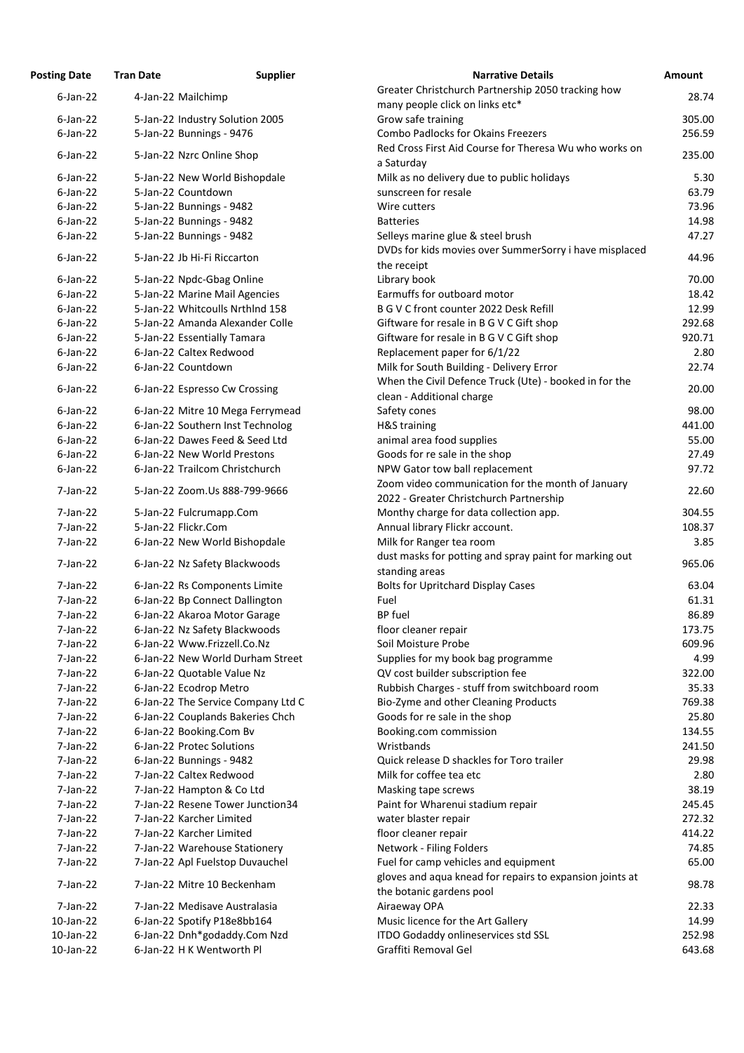| Posting Date | Tran Date | Supplier | Narrative Details | Amount |
|---|---|---|---|---|
| 6-Jan-22 | 4-Jan-22 | Mailchimp | Greater Christchurch Partnership 2050 tracking how many people click on links etc* | 28.74 |
| 6-Jan-22 | 5-Jan-22 | Industry Solution 2005 | Grow safe training | 305.00 |
| 6-Jan-22 | 5-Jan-22 | Bunnings - 9476 | Combo Padlocks for Okains Freezers | 256.59 |
| 6-Jan-22 | 5-Jan-22 | Nzrc Online Shop | Red Cross First Aid Course for Theresa Wu who works on a Saturday | 235.00 |
| 6-Jan-22 | 5-Jan-22 | New World Bishopdale | Milk as no delivery due to public holidays | 5.30 |
| 6-Jan-22 | 5-Jan-22 | Countdown | sunscreen for resale | 63.79 |
| 6-Jan-22 | 5-Jan-22 | Bunnings - 9482 | Wire cutters | 73.96 |
| 6-Jan-22 | 5-Jan-22 | Bunnings - 9482 | Batteries | 14.98 |
| 6-Jan-22 | 5-Jan-22 | Bunnings - 9482 | Selleys marine glue & steel brush | 47.27 |
| 6-Jan-22 | 5-Jan-22 | Jb Hi-Fi Riccarton | DVDs for kids movies over SummerSorry i have misplaced the receipt | 44.96 |
| 6-Jan-22 | 5-Jan-22 | Npdc-Gbag Online | Library book | 70.00 |
| 6-Jan-22 | 5-Jan-22 | Marine Mail Agencies | Earmuffs for outboard motor | 18.42 |
| 6-Jan-22 | 5-Jan-22 | Whitcoulls Nrthlnd 158 | B G V C front counter 2022 Desk Refill | 12.99 |
| 6-Jan-22 | 5-Jan-22 | Amanda Alexander Colle | Giftware for resale in B G V C Gift shop | 292.68 |
| 6-Jan-22 | 5-Jan-22 | Essentially Tamara | Giftware for resale in B G V C Gift shop | 920.71 |
| 6-Jan-22 | 6-Jan-22 | Caltex Redwood | Replacement paper for 6/1/22 | 2.80 |
| 6-Jan-22 | 6-Jan-22 | Countdown | Milk for South Building - Delivery Error | 22.74 |
| 6-Jan-22 | 6-Jan-22 | Espresso Cw Crossing | When the Civil Defence Truck (Ute) - booked in for the clean - Additional charge | 20.00 |
| 6-Jan-22 | 6-Jan-22 | Mitre 10 Mega Ferrymead | Safety cones | 98.00 |
| 6-Jan-22 | 6-Jan-22 | Southern Inst Technolog | H&S training | 441.00 |
| 6-Jan-22 | 6-Jan-22 | Dawes Feed & Seed Ltd | animal area food supplies | 55.00 |
| 6-Jan-22 | 6-Jan-22 | New World Prestons | Goods for re sale in the shop | 27.49 |
| 6-Jan-22 | 6-Jan-22 | Trailcom Christchurch | NPW Gator tow ball replacement | 97.72 |
| 7-Jan-22 | 5-Jan-22 | Zoom.Us 888-799-9666 | Zoom video communication for the month of January 2022 - Greater Christchurch Partnership | 22.60 |
| 7-Jan-22 | 5-Jan-22 | Fulcrumapp.Com | Monthy charge for data collection app. | 304.55 |
| 7-Jan-22 | 5-Jan-22 | Flickr.Com | Annual library Flickr account. | 108.37 |
| 7-Jan-22 | 6-Jan-22 | New World Bishopdale | Milk for Ranger tea room | 3.85 |
| 7-Jan-22 | 6-Jan-22 | Nz Safety Blackwoods | dust masks for potting and spray paint for marking out standing areas | 965.06 |
| 7-Jan-22 | 6-Jan-22 | Rs Components Limite | Bolts for Upritchard Display Cases | 63.04 |
| 7-Jan-22 | 6-Jan-22 | Bp Connect Dallington | Fuel | 61.31 |
| 7-Jan-22 | 6-Jan-22 | Akaroa Motor Garage | BP fuel | 86.89 |
| 7-Jan-22 | 6-Jan-22 | Nz Safety Blackwoods | floor cleaner repair | 173.75 |
| 7-Jan-22 | 6-Jan-22 | Www.Frizzell.Co.Nz | Soil Moisture Probe | 609.96 |
| 7-Jan-22 | 6-Jan-22 | New World Durham Street | Supplies for my book bag programme | 4.99 |
| 7-Jan-22 | 6-Jan-22 | Quotable Value Nz | QV cost builder subscription fee | 322.00 |
| 7-Jan-22 | 6-Jan-22 | Ecodrop Metro | Rubbish Charges - stuff from switchboard room | 35.33 |
| 7-Jan-22 | 6-Jan-22 | The Service Company Ltd C | Bio-Zyme and other Cleaning Products | 769.38 |
| 7-Jan-22 | 6-Jan-22 | Couplands Bakeries Chch | Goods for re sale in the shop | 25.80 |
| 7-Jan-22 | 6-Jan-22 | Booking.Com Bv | Booking.com commission | 134.55 |
| 7-Jan-22 | 6-Jan-22 | Protec Solutions | Wristbands | 241.50 |
| 7-Jan-22 | 6-Jan-22 | Bunnings - 9482 | Quick release D shackles for Toro trailer | 29.98 |
| 7-Jan-22 | 7-Jan-22 | Caltex Redwood | Milk for coffee tea etc | 2.80 |
| 7-Jan-22 | 7-Jan-22 | Hampton & Co Ltd | Masking tape screws | 38.19 |
| 7-Jan-22 | 7-Jan-22 | Resene Tower Junction34 | Paint for Wharenui stadium repair | 245.45 |
| 7-Jan-22 | 7-Jan-22 | Karcher Limited | water blaster repair | 272.32 |
| 7-Jan-22 | 7-Jan-22 | Karcher Limited | floor cleaner repair | 414.22 |
| 7-Jan-22 | 7-Jan-22 | Warehouse Stationery | Network - Filing Folders | 74.85 |
| 7-Jan-22 | 7-Jan-22 | Apl Fuelstop Duvauchel | Fuel for camp vehicles and equipment | 65.00 |
| 7-Jan-22 | 7-Jan-22 | Mitre 10 Beckenham | gloves and aqua knead for repairs to expansion joints at the botanic gardens pool | 98.78 |
| 7-Jan-22 | 7-Jan-22 | Medisave Australasia | Airaeway OPA | 22.33 |
| 10-Jan-22 | 6-Jan-22 | Spotify P18e8bb164 | Music licence for the Art Gallery | 14.99 |
| 10-Jan-22 | 6-Jan-22 | Dnh*godaddy.Com Nzd | ITDO Godaddy onlineservices std SSL | 252.98 |
| 10-Jan-22 | 6-Jan-22 | H K Wentworth Pl | Graffiti Removal Gel | 643.68 |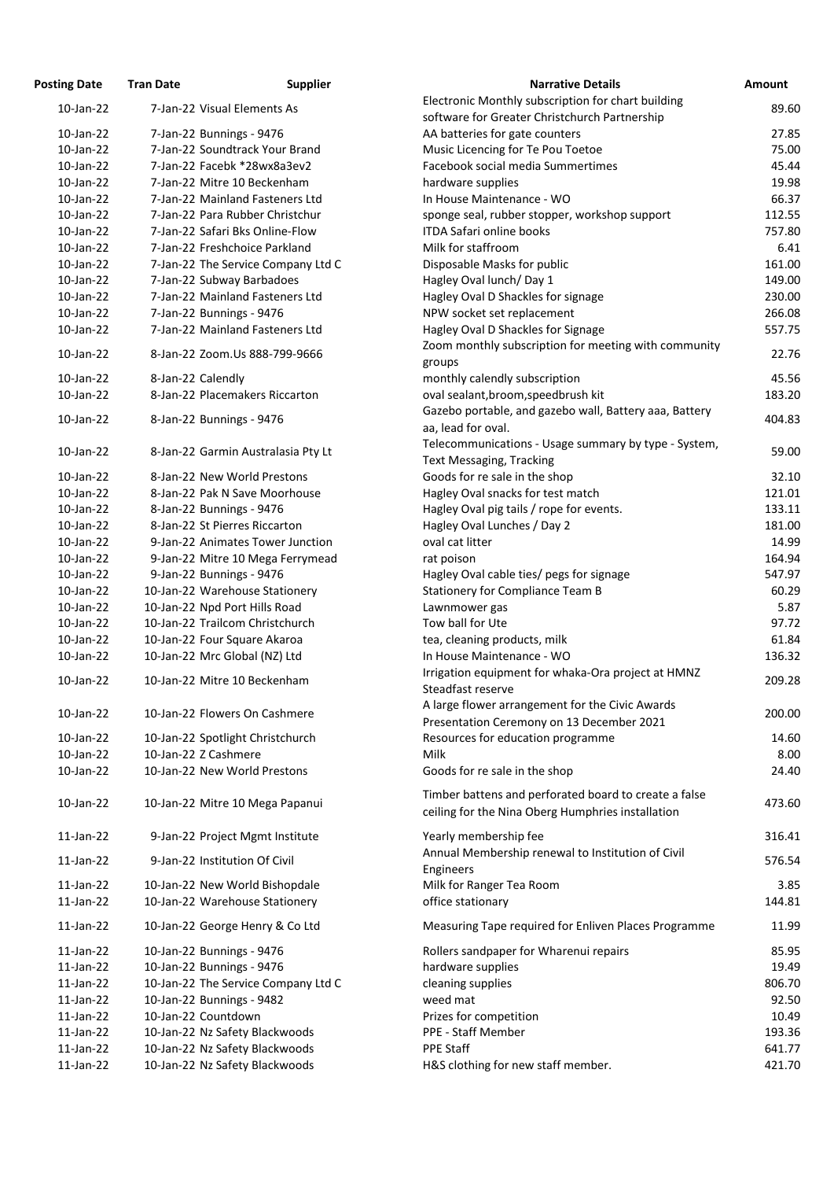| Posting Date | Tran Date | Supplier | Narrative Details | Amount |
|---|---|---|---|---|
| 10-Jan-22 | 7-Jan-22 | Visual Elements As | Electronic Monthly subscription for chart building software for Greater Christchurch Partnership | 89.60 |
| 10-Jan-22 | 7-Jan-22 | Bunnings - 9476 | AA batteries for gate counters | 27.85 |
| 10-Jan-22 | 7-Jan-22 | Soundtrack Your Brand | Music Licencing for Te Pou Toetoe | 75.00 |
| 10-Jan-22 | 7-Jan-22 | Facebk *28wx8a3ev2 | Facebook social media Summertimes | 45.44 |
| 10-Jan-22 | 7-Jan-22 | Mitre 10 Beckenham | hardware supplies | 19.98 |
| 10-Jan-22 | 7-Jan-22 | Mainland Fasteners Ltd | In House Maintenance - WO | 66.37 |
| 10-Jan-22 | 7-Jan-22 | Para Rubber Christchur | sponge seal, rubber stopper, workshop support | 112.55 |
| 10-Jan-22 | 7-Jan-22 | Safari Bks Online-Flow | ITDA Safari online books | 757.80 |
| 10-Jan-22 | 7-Jan-22 | Freshchoice Parkland | Milk for staffroom | 6.41 |
| 10-Jan-22 | 7-Jan-22 | The Service Company Ltd C | Disposable Masks for public | 161.00 |
| 10-Jan-22 | 7-Jan-22 | Subway Barbadoes | Hagley Oval lunch/ Day 1 | 149.00 |
| 10-Jan-22 | 7-Jan-22 | Mainland Fasteners Ltd | Hagley Oval D Shackles for signage | 230.00 |
| 10-Jan-22 | 7-Jan-22 | Bunnings - 9476 | NPW socket set replacement | 266.08 |
| 10-Jan-22 | 7-Jan-22 | Mainland Fasteners Ltd | Hagley Oval D Shackles for Signage | 557.75 |
| 10-Jan-22 | 8-Jan-22 | Zoom.Us 888-799-9666 | Zoom monthly subscription for meeting with community groups | 22.76 |
| 10-Jan-22 | 8-Jan-22 | Calendly | monthly calendly subscription | 45.56 |
| 10-Jan-22 | 8-Jan-22 | Placemakers Riccarton | oval sealant,broom,speedbrush kit | 183.20 |
| 10-Jan-22 | 8-Jan-22 | Bunnings - 9476 | Gazebo portable, and gazebo wall, Battery aaa, Battery aa, lead for oval. | 404.83 |
| 10-Jan-22 | 8-Jan-22 | Garmin Australasia Pty Lt | Telecommunications - Usage summary by type - System, Text Messaging, Tracking | 59.00 |
| 10-Jan-22 | 8-Jan-22 | New World Prestons | Goods for re sale in the shop | 32.10 |
| 10-Jan-22 | 8-Jan-22 | Pak N Save Moorhouse | Hagley Oval snacks for test match | 121.01 |
| 10-Jan-22 | 8-Jan-22 | Bunnings - 9476 | Hagley Oval pig tails / rope for events. | 133.11 |
| 10-Jan-22 | 8-Jan-22 | St Pierres Riccarton | Hagley Oval Lunches / Day 2 | 181.00 |
| 10-Jan-22 | 9-Jan-22 | Animates Tower Junction | oval cat litter | 14.99 |
| 10-Jan-22 | 9-Jan-22 | Mitre 10 Mega Ferrymead | rat poison | 164.94 |
| 10-Jan-22 | 9-Jan-22 | Bunnings - 9476 | Hagley Oval cable ties/ pegs for signage | 547.97 |
| 10-Jan-22 | 10-Jan-22 | Warehouse Stationery | Stationery for Compliance Team B | 60.29 |
| 10-Jan-22 | 10-Jan-22 | Npd Port Hills Road | Lawnmower gas | 5.87 |
| 10-Jan-22 | 10-Jan-22 | Trailcom Christchurch | Tow ball for Ute | 97.72 |
| 10-Jan-22 | 10-Jan-22 | Four Square Akaroa | tea, cleaning products, milk | 61.84 |
| 10-Jan-22 | 10-Jan-22 | Mrc Global (NZ) Ltd | In House Maintenance - WO | 136.32 |
| 10-Jan-22 | 10-Jan-22 | Mitre 10 Beckenham | Irrigation equipment for whaka-Ora project at HMNZ Steadfast reserve | 209.28 |
| 10-Jan-22 | 10-Jan-22 | Flowers On Cashmere | A large flower arrangement for the Civic Awards Presentation Ceremony on 13 December 2021 | 200.00 |
| 10-Jan-22 | 10-Jan-22 | Spotlight Christchurch | Resources for education programme | 14.60 |
| 10-Jan-22 | 10-Jan-22 | Z Cashmere | Milk | 8.00 |
| 10-Jan-22 | 10-Jan-22 | New World Prestons | Goods for re sale in the shop | 24.40 |
| 10-Jan-22 | 10-Jan-22 | Mitre 10 Mega Papanui | Timber battens and perforated board to create a false ceiling for the Nina Oberg Humphries installation | 473.60 |
| 11-Jan-22 | 9-Jan-22 | Project Mgmt Institute | Yearly membership fee | 316.41 |
| 11-Jan-22 | 9-Jan-22 | Institution Of Civil | Annual Membership renewal to Institution of Civil Engineers | 576.54 |
| 11-Jan-22 | 10-Jan-22 | New World Bishopdale | Milk for Ranger Tea Room | 3.85 |
| 11-Jan-22 | 10-Jan-22 | Warehouse Stationery | office stationary | 144.81 |
| 11-Jan-22 | 10-Jan-22 | George Henry & Co Ltd | Measuring Tape required for Enliven Places Programme | 11.99 |
| 11-Jan-22 | 10-Jan-22 | Bunnings - 9476 | Rollers sandpaper for Wharenui repairs | 85.95 |
| 11-Jan-22 | 10-Jan-22 | Bunnings - 9476 | hardware supplies | 19.49 |
| 11-Jan-22 | 10-Jan-22 | The Service Company Ltd C | cleaning supplies | 806.70 |
| 11-Jan-22 | 10-Jan-22 | Bunnings - 9482 | weed mat | 92.50 |
| 11-Jan-22 | 10-Jan-22 | Countdown | Prizes for competition | 10.49 |
| 11-Jan-22 | 10-Jan-22 | Nz Safety Blackwoods | PPE - Staff Member | 193.36 |
| 11-Jan-22 | 10-Jan-22 | Nz Safety Blackwoods | PPE Staff | 641.77 |
| 11-Jan-22 | 10-Jan-22 | Nz Safety Blackwoods | H&S clothing for new staff member. | 421.70 |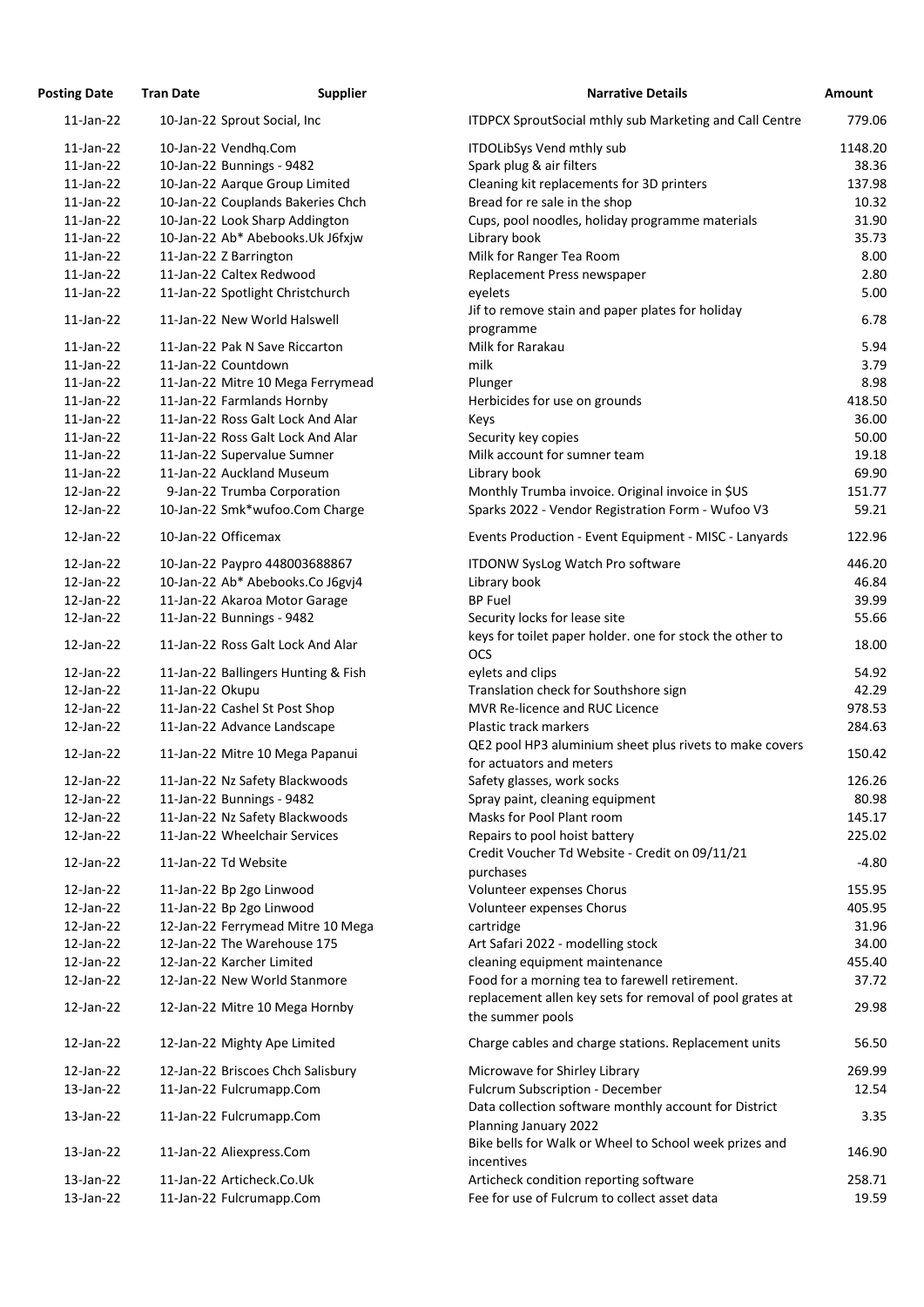| Posting Date | Tran Date | Supplier | Narrative Details | Amount |
|---|---|---|---|---|
| 11-Jan-22 | 10-Jan-22 | Sprout Social, Inc | ITDPCX SproutSocial mthly sub Marketing and Call Centre | 779.06 |
| 11-Jan-22 | 10-Jan-22 | Vendhq.Com | ITDOLibSys Vend mthly sub | 1148.20 |
| 11-Jan-22 | 10-Jan-22 | Bunnings - 9482 | Spark plug & air filters | 38.36 |
| 11-Jan-22 | 10-Jan-22 | Aarque Group Limited | Cleaning kit replacements for 3D printers | 137.98 |
| 11-Jan-22 | 10-Jan-22 | Couplands Bakeries Chch | Bread for re sale in the shop | 10.32 |
| 11-Jan-22 | 10-Jan-22 | Look Sharp Addington | Cups, pool noodles, holiday programme materials | 31.90 |
| 11-Jan-22 | 10-Jan-22 | Ab* Abebooks.Uk J6fxjw | Library book | 35.73 |
| 11-Jan-22 | 11-Jan-22 | Z Barrington | Milk for Ranger Tea Room | 8.00 |
| 11-Jan-22 | 11-Jan-22 | Caltex Redwood | Replacement Press newspaper | 2.80 |
| 11-Jan-22 | 11-Jan-22 | Spotlight Christchurch | eyelets | 5.00 |
| 11-Jan-22 | 11-Jan-22 | New World Halswell | Jif to remove stain and paper plates for holiday programme | 6.78 |
| 11-Jan-22 | 11-Jan-22 | Pak N Save Riccarton | Milk for Rarakau | 5.94 |
| 11-Jan-22 | 11-Jan-22 | Countdown | milk | 3.79 |
| 11-Jan-22 | 11-Jan-22 | Mitre 10 Mega Ferrymead | Plunger | 8.98 |
| 11-Jan-22 | 11-Jan-22 | Farmlands Hornby | Herbicides for use on grounds | 418.50 |
| 11-Jan-22 | 11-Jan-22 | Ross Galt Lock And Alar | Keys | 36.00 |
| 11-Jan-22 | 11-Jan-22 | Ross Galt Lock And Alar | Security key copies | 50.00 |
| 11-Jan-22 | 11-Jan-22 | Supervalue Sumner | Milk account for sumner team | 19.18 |
| 11-Jan-22 | 11-Jan-22 | Auckland Museum | Library book | 69.90 |
| 12-Jan-22 | 9-Jan-22 | Trumba Corporation | Monthly Trumba invoice. Original invoice in $US | 151.77 |
| 12-Jan-22 | 10-Jan-22 | Smk*wufoo.Com Charge | Sparks 2022 - Vendor Registration Form - Wufoo V3 | 59.21 |
| 12-Jan-22 | 10-Jan-22 | Officemax | Events Production - Event Equipment - MISC - Lanyards | 122.96 |
| 12-Jan-22 | 10-Jan-22 | Paypro 448003688867 | ITDONW SysLog Watch Pro software | 446.20 |
| 12-Jan-22 | 10-Jan-22 | Ab* Abebooks.Co J6gvj4 | Library book | 46.84 |
| 12-Jan-22 | 11-Jan-22 | Akaroa Motor Garage | BP Fuel | 39.99 |
| 12-Jan-22 | 11-Jan-22 | Bunnings - 9482 | Security locks for lease site | 55.66 |
| 12-Jan-22 | 11-Jan-22 | Ross Galt Lock And Alar | keys for toilet paper holder. one for stock the other to OCS | 18.00 |
| 12-Jan-22 | 11-Jan-22 | Ballingers Hunting & Fish | eylets and clips | 54.92 |
| 12-Jan-22 | 11-Jan-22 | Okupu | Translation check for Southshore sign | 42.29 |
| 12-Jan-22 | 11-Jan-22 | Cashel St Post Shop | MVR Re-licence and RUC Licence | 978.53 |
| 12-Jan-22 | 11-Jan-22 | Advance Landscape | Plastic track markers | 284.63 |
| 12-Jan-22 | 11-Jan-22 | Mitre 10 Mega Papanui | QE2 pool HP3 aluminium sheet plus rivets to make covers for actuators and meters | 150.42 |
| 12-Jan-22 | 11-Jan-22 | Nz Safety Blackwoods | Safety glasses, work socks | 126.26 |
| 12-Jan-22 | 11-Jan-22 | Bunnings - 9482 | Spray paint, cleaning equipment | 80.98 |
| 12-Jan-22 | 11-Jan-22 | Nz Safety Blackwoods | Masks for Pool Plant room | 145.17 |
| 12-Jan-22 | 11-Jan-22 | Wheelchair Services | Repairs to pool hoist battery | 225.02 |
| 12-Jan-22 | 11-Jan-22 | Td Website | Credit Voucher Td Website - Credit on 09/11/21 purchases | -4.80 |
| 12-Jan-22 | 11-Jan-22 | Bp 2go Linwood | Volunteer expenses Chorus | 155.95 |
| 12-Jan-22 | 11-Jan-22 | Bp 2go Linwood | Volunteer expenses Chorus | 405.95 |
| 12-Jan-22 | 12-Jan-22 | Ferrymead Mitre 10 Mega | cartridge | 31.96 |
| 12-Jan-22 | 12-Jan-22 | The Warehouse 175 | Art Safari 2022 - modelling stock | 34.00 |
| 12-Jan-22 | 12-Jan-22 | Karcher Limited | cleaning equipment maintenance | 455.40 |
| 12-Jan-22 | 12-Jan-22 | New World Stanmore | Food for a morning tea to farewell retirement. | 37.72 |
| 12-Jan-22 | 12-Jan-22 | Mitre 10 Mega Hornby | replacement allen key sets for removal of pool grates at the summer pools | 29.98 |
| 12-Jan-22 | 12-Jan-22 | Mighty Ape Limited | Charge cables and charge stations. Replacement units | 56.50 |
| 12-Jan-22 | 12-Jan-22 | Briscoes Chch Salisbury | Microwave for Shirley Library | 269.99 |
| 13-Jan-22 | 11-Jan-22 | Fulcrumapp.Com | Fulcrum Subscription - December | 12.54 |
| 13-Jan-22 | 11-Jan-22 | Fulcrumapp.Com | Data collection software monthly account for District Planning January 2022 | 3.35 |
| 13-Jan-22 | 11-Jan-22 | Aliexpress.Com | Bike bells for Walk or Wheel to School week prizes and incentives | 146.90 |
| 13-Jan-22 | 11-Jan-22 | Articheck.Co.Uk | Articheck condition reporting software | 258.71 |
| 13-Jan-22 | 11-Jan-22 | Fulcrumapp.Com | Fee for use of Fulcrum to collect asset data | 19.59 |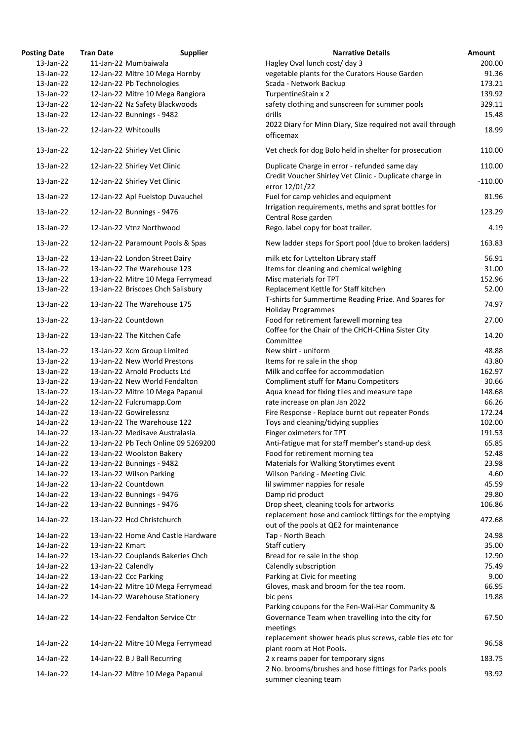| Posting Date | Tran Date | Supplier | Narrative Details | Amount |
|---|---|---|---|---|
| 13-Jan-22 | 11-Jan-22 | Mumbaiwala | Hagley Oval lunch cost/ day 3 | 200.00 |
| 13-Jan-22 | 12-Jan-22 | Mitre 10 Mega Hornby | vegetable plants for the Curators House Garden | 91.36 |
| 13-Jan-22 | 12-Jan-22 | Pb Technologies | Scada - Network Backup | 173.21 |
| 13-Jan-22 | 12-Jan-22 | Mitre 10 Mega Rangiora | TurpentineStain x 2 | 139.92 |
| 13-Jan-22 | 12-Jan-22 | Nz Safety Blackwoods | safety clothing and sunscreen for summer pools | 329.11 |
| 13-Jan-22 | 12-Jan-22 | Bunnings - 9482 | drills | 15.48 |
| 13-Jan-22 | 12-Jan-22 | Whitcoulls | 2022 Diary for Minn Diary, Size required not avail through officemax | 18.99 |
| 13-Jan-22 | 12-Jan-22 | Shirley Vet Clinic | Vet check for dog Bolo held in shelter for prosecution | 110.00 |
| 13-Jan-22 | 12-Jan-22 | Shirley Vet Clinic | Duplicate Charge in error - refunded same day | 110.00 |
| 13-Jan-22 | 12-Jan-22 | Shirley Vet Clinic | Credit Voucher Shirley Vet Clinic - Duplicate charge in error 12/01/22 | -110.00 |
| 13-Jan-22 | 12-Jan-22 | Apl Fuelstop Duvauchel | Fuel for camp vehicles and equipment | 81.96 |
| 13-Jan-22 | 12-Jan-22 | Bunnings - 9476 | Irrigation requirements, meths and sprat bottles for Central Rose garden | 123.29 |
| 13-Jan-22 | 12-Jan-22 | Vtnz Northwood | Rego. label copy for boat trailer. | 4.19 |
| 13-Jan-22 | 12-Jan-22 | Paramount Pools & Spas | New ladder steps for Sport pool (due to broken ladders) | 163.83 |
| 13-Jan-22 | 13-Jan-22 | London Street Dairy | milk etc for Lyttelton Library staff | 56.91 |
| 13-Jan-22 | 13-Jan-22 | The Warehouse 123 | Items for cleaning and chemical weighing | 31.00 |
| 13-Jan-22 | 13-Jan-22 | Mitre 10 Mega Ferrymead | Misc materials for TPT | 152.96 |
| 13-Jan-22 | 13-Jan-22 | Briscoes Chch Salisbury | Replacement Kettle for Staff kitchen | 52.00 |
| 13-Jan-22 | 13-Jan-22 | The Warehouse 175 | T-shirts for Summertime Reading Prize. And Spares for Holiday Programmes | 74.97 |
| 13-Jan-22 | 13-Jan-22 | Countdown | Food for retirement farewell morning tea | 27.00 |
| 13-Jan-22 | 13-Jan-22 | The Kitchen Cafe | Coffee for the Chair of the CHCH-CHina Sister City Committee | 14.20 |
| 13-Jan-22 | 13-Jan-22 | Xcm Group Limited | New shirt - uniform | 48.88 |
| 13-Jan-22 | 13-Jan-22 | New World Prestons | Items for re sale in the shop | 43.80 |
| 13-Jan-22 | 13-Jan-22 | Arnold Products Ltd | Milk and coffee for accommodation | 162.97 |
| 13-Jan-22 | 13-Jan-22 | New World Fendalton | Compliment stuff for Manu Competitors | 30.66 |
| 13-Jan-22 | 13-Jan-22 | Mitre 10 Mega Papanui | Aqua knead for fixing tiles and measure tape | 148.68 |
| 14-Jan-22 | 12-Jan-22 | Fulcrumapp.Com | rate increase on plan Jan 2022 | 66.26 |
| 14-Jan-22 | 13-Jan-22 | Gowirelessnz | Fire Response - Replace burnt out repeater Ponds | 172.24 |
| 14-Jan-22 | 13-Jan-22 | The Warehouse 122 | Toys and cleaning/tidying supplies | 102.00 |
| 14-Jan-22 | 13-Jan-22 | Medisave Australasia | Finger oximeters for TPT | 191.53 |
| 14-Jan-22 | 13-Jan-22 | Pb Tech Online 09 5269200 | Anti-fatigue mat for staff member's stand-up desk | 65.85 |
| 14-Jan-22 | 13-Jan-22 | Woolston Bakery | Food for retirement morning tea | 52.48 |
| 14-Jan-22 | 13-Jan-22 | Bunnings - 9482 | Materials for Walking Storytimes event | 23.98 |
| 14-Jan-22 | 13-Jan-22 | Wilson Parking | Wilson Parking - Meeting Civic | 4.60 |
| 14-Jan-22 | 13-Jan-22 | Countdown | lil swimmer nappies for resale | 45.59 |
| 14-Jan-22 | 13-Jan-22 | Bunnings - 9476 | Damp rid product | 29.80 |
| 14-Jan-22 | 13-Jan-22 | Bunnings - 9476 | Drop sheet, cleaning tools for artworks | 106.86 |
| 14-Jan-22 | 13-Jan-22 | Hcd Christchurch | replacement hose and camlock fittings for the emptying out of the pools at QE2 for maintenance | 472.68 |
| 14-Jan-22 | 13-Jan-22 | Home And Castle Hardware | Tap - North Beach | 24.98 |
| 14-Jan-22 | 13-Jan-22 | Kmart | Staff cutlery | 35.00 |
| 14-Jan-22 | 13-Jan-22 | Couplands Bakeries Chch | Bread for re sale in the shop | 12.90 |
| 14-Jan-22 | 13-Jan-22 | Calendly | Calendly subscription | 75.49 |
| 14-Jan-22 | 13-Jan-22 | Ccc Parking | Parking at Civic for meeting | 9.00 |
| 14-Jan-22 | 14-Jan-22 | Mitre 10 Mega Ferrymead | Gloves, mask and broom for the tea room. | 66.95 |
| 14-Jan-22 | 14-Jan-22 | Warehouse Stationery | bic pens | 19.88 |
| 14-Jan-22 | 14-Jan-22 | Fendalton Service Ctr | Parking coupons for the Fen-Wai-Har Community & Governance Team when travelling into the city for meetings | 67.50 |
| 14-Jan-22 | 14-Jan-22 | Mitre 10 Mega Ferrymead | replacement shower heads plus screws, cable ties etc for plant room at Hot Pools. | 96.58 |
| 14-Jan-22 | 14-Jan-22 | B J Ball Recurring | 2 x reams paper for temporary signs | 183.75 |
| 14-Jan-22 | 14-Jan-22 | Mitre 10 Mega Papanui | 2 No. brooms/brushes and hose fittings for Parks pools summer cleaning team | 93.92 |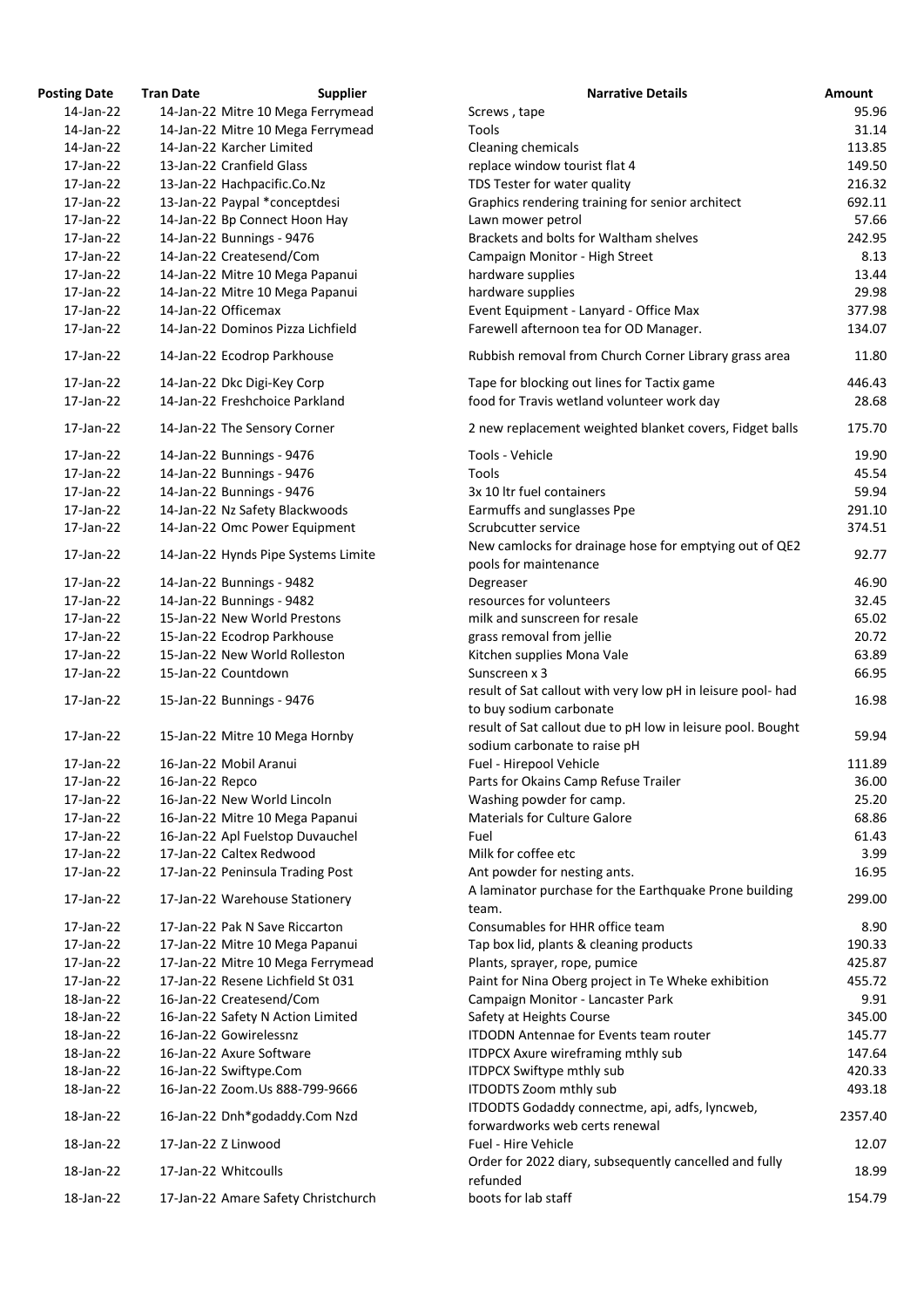| Posting Date | Tran Date | Supplier | Narrative Details | Amount |
|---|---|---|---|---|
| 14-Jan-22 | 14-Jan-22 | Mitre 10 Mega Ferrymead | Screws , tape | 95.96 |
| 14-Jan-22 | 14-Jan-22 | Mitre 10 Mega Ferrymead | Tools | 31.14 |
| 14-Jan-22 | 14-Jan-22 | Karcher Limited | Cleaning chemicals | 113.85 |
| 17-Jan-22 | 13-Jan-22 | Cranfield Glass | replace window tourist flat 4 | 149.50 |
| 17-Jan-22 | 13-Jan-22 | Hachpacific.Co.Nz | TDS Tester for water quality | 216.32 |
| 17-Jan-22 | 13-Jan-22 | Paypal *conceptdesi | Graphics rendering training for senior architect | 692.11 |
| 17-Jan-22 | 14-Jan-22 | Bp Connect Hoon Hay | Lawn mower petrol | 57.66 |
| 17-Jan-22 | 14-Jan-22 | Bunnings - 9476 | Brackets and bolts for Waltham shelves | 242.95 |
| 17-Jan-22 | 14-Jan-22 | Createsend/Com | Campaign Monitor - High Street | 8.13 |
| 17-Jan-22 | 14-Jan-22 | Mitre 10 Mega Papanui | hardware supplies | 13.44 |
| 17-Jan-22 | 14-Jan-22 | Mitre 10 Mega Papanui | hardware supplies | 29.98 |
| 17-Jan-22 | 14-Jan-22 | Officemax | Event Equipment - Lanyard - Office Max | 377.98 |
| 17-Jan-22 | 14-Jan-22 | Dominos Pizza Lichfield | Farewell afternoon tea for OD Manager. | 134.07 |
| 17-Jan-22 | 14-Jan-22 | Ecodrop Parkhouse | Rubbish removal from Church Corner Library grass area | 11.80 |
| 17-Jan-22 | 14-Jan-22 | Dkc Digi-Key Corp | Tape for blocking out lines for Tactix game | 446.43 |
| 17-Jan-22 | 14-Jan-22 | Freshchoice Parkland | food for Travis wetland volunteer work day | 28.68 |
| 17-Jan-22 | 14-Jan-22 | The Sensory Corner | 2 new replacement weighted blanket covers, Fidget balls | 175.70 |
| 17-Jan-22 | 14-Jan-22 | Bunnings - 9476 | Tools - Vehicle | 19.90 |
| 17-Jan-22 | 14-Jan-22 | Bunnings - 9476 | Tools | 45.54 |
| 17-Jan-22 | 14-Jan-22 | Bunnings - 9476 | 3x 10 ltr fuel containers | 59.94 |
| 17-Jan-22 | 14-Jan-22 | Nz Safety Blackwoods | Earmuffs and sunglasses Ppe | 291.10 |
| 17-Jan-22 | 14-Jan-22 | Omc Power Equipment | Scrubcutter service | 374.51 |
| 17-Jan-22 | 14-Jan-22 | Hynds Pipe Systems Limite | New camlocks for drainage hose for emptying out of QE2 pools for maintenance | 92.77 |
| 17-Jan-22 | 14-Jan-22 | Bunnings - 9482 | Degreaser | 46.90 |
| 17-Jan-22 | 14-Jan-22 | Bunnings - 9482 | resources for volunteers | 32.45 |
| 17-Jan-22 | 15-Jan-22 | New World Prestons | milk and sunscreen for resale | 65.02 |
| 17-Jan-22 | 15-Jan-22 | Ecodrop Parkhouse | grass removal from jellie | 20.72 |
| 17-Jan-22 | 15-Jan-22 | New World Rolleston | Kitchen supplies Mona Vale | 63.89 |
| 17-Jan-22 | 15-Jan-22 | Countdown | Sunscreen x 3 | 66.95 |
| 17-Jan-22 | 15-Jan-22 | Bunnings - 9476 | result of Sat callout with very low pH in leisure pool- had to buy sodium carbonate | 16.98 |
| 17-Jan-22 | 15-Jan-22 | Mitre 10 Mega Hornby | result of Sat callout due to pH low in leisure pool. Bought sodium carbonate to raise pH | 59.94 |
| 17-Jan-22 | 16-Jan-22 | Mobil Aranui | Fuel - Hirepool Vehicle | 111.89 |
| 17-Jan-22 | 16-Jan-22 | Repco | Parts for Okains Camp Refuse Trailer | 36.00 |
| 17-Jan-22 | 16-Jan-22 | New World Lincoln | Washing powder for camp. | 25.20 |
| 17-Jan-22 | 16-Jan-22 | Mitre 10 Mega Papanui | Materials for Culture Galore | 68.86 |
| 17-Jan-22 | 16-Jan-22 | Apl Fuelstop Duvauchel | Fuel | 61.43 |
| 17-Jan-22 | 17-Jan-22 | Caltex Redwood | Milk for coffee etc | 3.99 |
| 17-Jan-22 | 17-Jan-22 | Peninsula Trading Post | Ant powder for nesting ants. | 16.95 |
| 17-Jan-22 | 17-Jan-22 | Warehouse Stationery | A laminator purchase for the Earthquake Prone building team. | 299.00 |
| 17-Jan-22 | 17-Jan-22 | Pak N Save Riccarton | Consumables for HHR office team | 8.90 |
| 17-Jan-22 | 17-Jan-22 | Mitre 10 Mega Papanui | Tap box lid, plants & cleaning products | 190.33 |
| 17-Jan-22 | 17-Jan-22 | Mitre 10 Mega Ferrymead | Plants, sprayer, rope, pumice | 425.87 |
| 17-Jan-22 | 17-Jan-22 | Resene Lichfield St 031 | Paint for Nina Oberg project in Te Wheke exhibition | 455.72 |
| 18-Jan-22 | 16-Jan-22 | Createsend/Com | Campaign Monitor - Lancaster Park | 9.91 |
| 18-Jan-22 | 16-Jan-22 | Safety N Action Limited | Safety at Heights Course | 345.00 |
| 18-Jan-22 | 16-Jan-22 | Gowirelessnz | ITDODN Antennae for Events team router | 145.77 |
| 18-Jan-22 | 16-Jan-22 | Axure Software | ITDPCX Axure wireframing mthly sub | 147.64 |
| 18-Jan-22 | 16-Jan-22 | Swiftype.Com | ITDPCX Swiftype mthly sub | 420.33 |
| 18-Jan-22 | 16-Jan-22 | Zoom.Us 888-799-9666 | ITDODTS Zoom mthly sub | 493.18 |
| 18-Jan-22 | 16-Jan-22 | Dnh*godaddy.Com Nzd | ITDODTS Godaddy connectme, api, adfs, lyncweb, forwardworks web certs renewal | 2357.40 |
| 18-Jan-22 | 17-Jan-22 | Z Linwood | Fuel - Hire Vehicle | 12.07 |
| 18-Jan-22 | 17-Jan-22 | Whitcoulls | Order for 2022 diary, subsequently cancelled and fully refunded | 18.99 |
| 18-Jan-22 | 17-Jan-22 | Amare Safety Christchurch | boots for lab staff | 154.79 |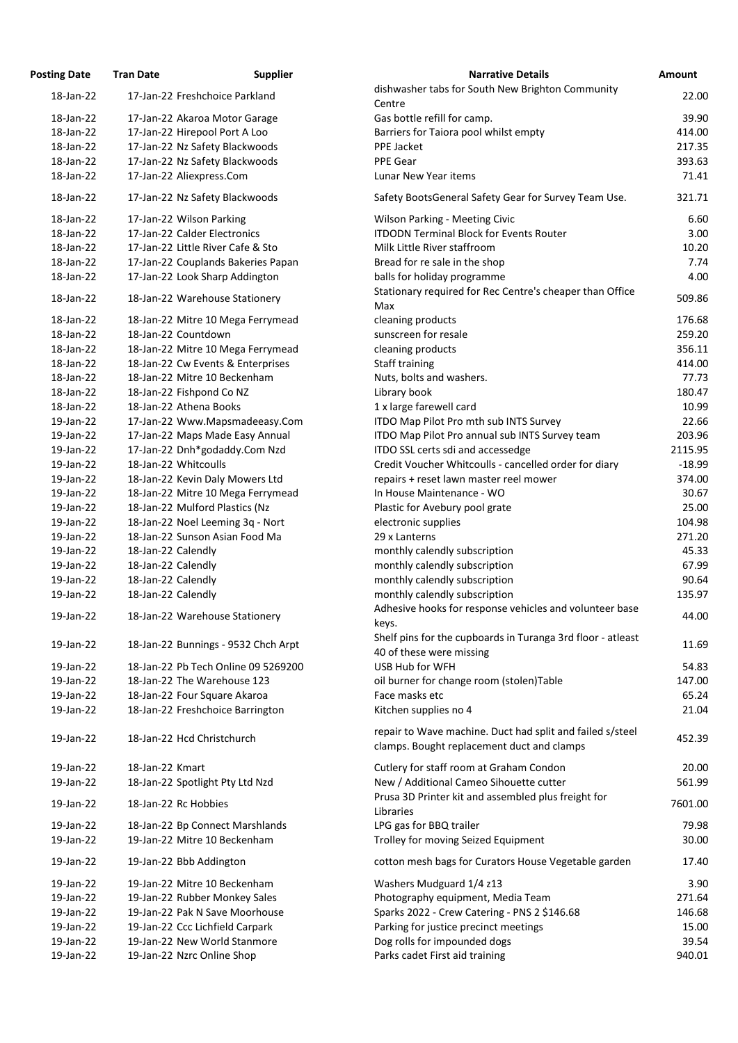| Posting Date | Tran Date | Supplier | Narrative Details | Amount |
|---|---|---|---|---|
| 18-Jan-22 | 17-Jan-22 | Freshchoice Parkland | dishwasher tabs for South New Brighton Community Centre | 22.00 |
| 18-Jan-22 | 17-Jan-22 | Akaroa Motor Garage | Gas bottle refill for camp. | 39.90 |
| 18-Jan-22 | 17-Jan-22 | Hirepool Port A Loo | Barriers for Taiora pool whilst empty | 414.00 |
| 18-Jan-22 | 17-Jan-22 | Nz Safety Blackwoods | PPE Jacket | 217.35 |
| 18-Jan-22 | 17-Jan-22 | Nz Safety Blackwoods | PPE Gear | 393.63 |
| 18-Jan-22 | 17-Jan-22 | Aliexpress.Com | Lunar New Year items | 71.41 |
| 18-Jan-22 | 17-Jan-22 | Nz Safety Blackwoods | Safety BootsGeneral Safety Gear for Survey Team Use. | 321.71 |
| 18-Jan-22 | 17-Jan-22 | Wilson Parking | Wilson Parking - Meeting Civic | 6.60 |
| 18-Jan-22 | 17-Jan-22 | Calder Electronics | ITDODN Terminal Block for Events Router | 3.00 |
| 18-Jan-22 | 17-Jan-22 | Little River Cafe & Sto | Milk Little River staffroom | 10.20 |
| 18-Jan-22 | 17-Jan-22 | Couplands Bakeries Papan | Bread for re sale in the shop | 7.74 |
| 18-Jan-22 | 17-Jan-22 | Look Sharp Addington | balls for holiday programme | 4.00 |
| 18-Jan-22 | 18-Jan-22 | Warehouse Stationery | Stationary required for Rec Centre's cheaper than Office Max | 509.86 |
| 18-Jan-22 | 18-Jan-22 | Mitre 10 Mega Ferrymead | cleaning products | 176.68 |
| 18-Jan-22 | 18-Jan-22 | Countdown | sunscreen for resale | 259.20 |
| 18-Jan-22 | 18-Jan-22 | Mitre 10 Mega Ferrymead | cleaning products | 356.11 |
| 18-Jan-22 | 18-Jan-22 | Cw Events & Enterprises | Staff training | 414.00 |
| 18-Jan-22 | 18-Jan-22 | Mitre 10 Beckenham | Nuts, bolts and washers. | 77.73 |
| 18-Jan-22 | 18-Jan-22 | Fishpond Co NZ | Library book | 180.47 |
| 18-Jan-22 | 18-Jan-22 | Athena Books | 1 x large farewell card | 10.99 |
| 19-Jan-22 | 17-Jan-22 | Www.Mapsmadeeasy.Com | ITDO Map Pilot Pro mth sub INTS Survey | 22.66 |
| 19-Jan-22 | 17-Jan-22 | Maps Made Easy Annual | ITDO Map Pilot Pro annual sub INTS Survey team | 203.96 |
| 19-Jan-22 | 17-Jan-22 | Dnh*godaddy.Com Nzd | ITDO SSL certs sdi and accessedge | 2115.95 |
| 19-Jan-22 | 18-Jan-22 | Whitcoulls | Credit Voucher Whitcoulls - cancelled order for diary | -18.99 |
| 19-Jan-22 | 18-Jan-22 | Kevin Daly Mowers Ltd | repairs + reset lawn master reel mower | 374.00 |
| 19-Jan-22 | 18-Jan-22 | Mitre 10 Mega Ferrymead | In House Maintenance - WO | 30.67 |
| 19-Jan-22 | 18-Jan-22 | Mulford Plastics (Nz | Plastic for Avebury pool grate | 25.00 |
| 19-Jan-22 | 18-Jan-22 | Noel Leeming 3q - Nort | electronic supplies | 104.98 |
| 19-Jan-22 | 18-Jan-22 | Sunson Asian Food Ma | 29 x Lanterns | 271.20 |
| 19-Jan-22 | 18-Jan-22 | Calendly | monthly calendly subscription | 45.33 |
| 19-Jan-22 | 18-Jan-22 | Calendly | monthly calendly subscription | 67.99 |
| 19-Jan-22 | 18-Jan-22 | Calendly | monthly calendly subscription | 90.64 |
| 19-Jan-22 | 18-Jan-22 | Calendly | monthly calendly subscription | 135.97 |
| 19-Jan-22 | 18-Jan-22 | Warehouse Stationery | Adhesive hooks for response vehicles and volunteer base keys. | 44.00 |
| 19-Jan-22 | 18-Jan-22 | Bunnings - 9532 Chch Arpt | Shelf pins for the cupboards in Turanga 3rd floor - atleast 40 of these were missing | 11.69 |
| 19-Jan-22 | 18-Jan-22 | Pb Tech Online 09 5269200 | USB Hub for WFH | 54.83 |
| 19-Jan-22 | 18-Jan-22 | The Warehouse 123 | oil burner for change room (stolen)Table | 147.00 |
| 19-Jan-22 | 18-Jan-22 | Four Square Akaroa | Face masks etc | 65.24 |
| 19-Jan-22 | 18-Jan-22 | Freshchoice Barrington | Kitchen supplies no 4 | 21.04 |
| 19-Jan-22 | 18-Jan-22 | Hcd Christchurch | repair to Wave machine. Duct had split and failed s/steel clamps. Bought replacement duct and clamps | 452.39 |
| 19-Jan-22 | 18-Jan-22 | Kmart | Cutlery for staff room at Graham Condon | 20.00 |
| 19-Jan-22 | 18-Jan-22 | Spotlight Pty Ltd Nzd | New / Additional Cameo Sihouette cutter | 561.99 |
| 19-Jan-22 | 18-Jan-22 | Rc Hobbies | Prusa 3D Printer kit and assembled plus freight for Libraries | 7601.00 |
| 19-Jan-22 | 18-Jan-22 | Bp Connect Marshlands | LPG gas for BBQ trailer | 79.98 |
| 19-Jan-22 | 19-Jan-22 | Mitre 10 Beckenham | Trolley for moving Seized Equipment | 30.00 |
| 19-Jan-22 | 19-Jan-22 | Bbb Addington | cotton mesh bags for Curators House Vegetable garden | 17.40 |
| 19-Jan-22 | 19-Jan-22 | Mitre 10 Beckenham | Washers Mudguard 1/4 z13 | 3.90 |
| 19-Jan-22 | 19-Jan-22 | Rubber Monkey Sales | Photography equipment, Media Team | 271.64 |
| 19-Jan-22 | 19-Jan-22 | Pak N Save Moorhouse | Sparks 2022 - Crew Catering - PNS 2 $146.68 | 146.68 |
| 19-Jan-22 | 19-Jan-22 | Ccc Lichfield Carpark | Parking for justice precinct meetings | 15.00 |
| 19-Jan-22 | 19-Jan-22 | New World Stanmore | Dog rolls for impounded dogs | 39.54 |
| 19-Jan-22 | 19-Jan-22 | Nzrc Online Shop | Parks cadet First aid training | 940.01 |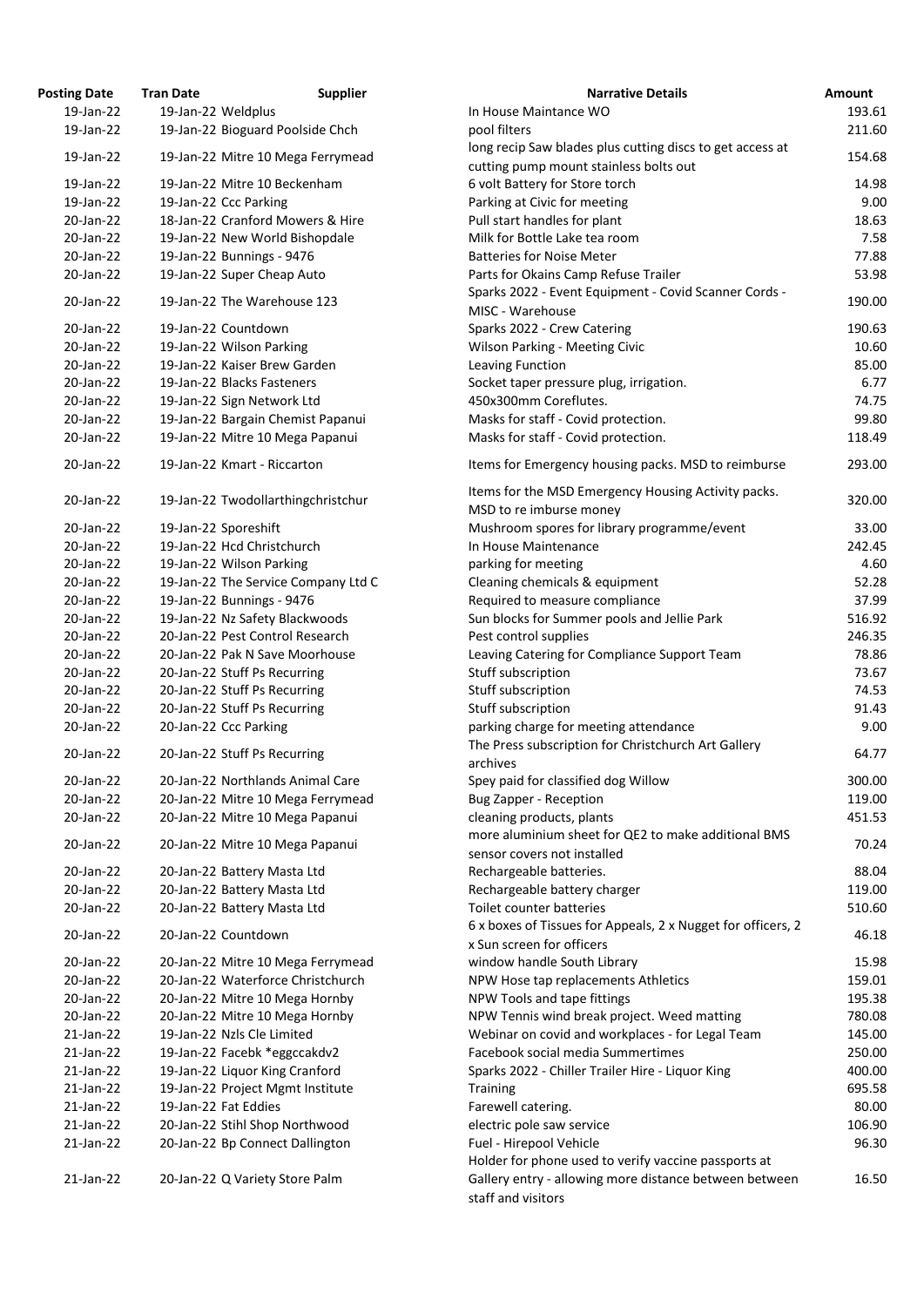| Posting Date | Tran Date | Supplier | Narrative Details | Amount |
|---|---|---|---|---|
| 19-Jan-22 | 19-Jan-22 | Weldplus | In House Maintance WO | 193.61 |
| 19-Jan-22 | 19-Jan-22 | Bioguard Poolside Chch | pool filters | 211.60 |
| 19-Jan-22 | 19-Jan-22 | Mitre 10 Mega Ferrymead | long recip Saw blades plus cutting discs to get access at cutting pump mount stainless bolts out | 154.68 |
| 19-Jan-22 | 19-Jan-22 | Mitre 10 Beckenham | 6 volt Battery for Store torch | 14.98 |
| 19-Jan-22 | 19-Jan-22 | Ccc Parking | Parking at Civic for meeting | 9.00 |
| 20-Jan-22 | 18-Jan-22 | Cranford Mowers & Hire | Pull start handles for plant | 18.63 |
| 20-Jan-22 | 19-Jan-22 | New World Bishopdale | Milk for Bottle Lake tea room | 7.58 |
| 20-Jan-22 | 19-Jan-22 | Bunnings - 9476 | Batteries for Noise Meter | 77.88 |
| 20-Jan-22 | 19-Jan-22 | Super Cheap Auto | Parts for Okains Camp Refuse Trailer | 53.98 |
| 20-Jan-22 | 19-Jan-22 | The Warehouse 123 | Sparks 2022 - Event Equipment - Covid Scanner Cords - MISC - Warehouse | 190.00 |
| 20-Jan-22 | 19-Jan-22 | Countdown | Sparks 2022 - Crew Catering | 190.63 |
| 20-Jan-22 | 19-Jan-22 | Wilson Parking | Wilson Parking - Meeting Civic | 10.60 |
| 20-Jan-22 | 19-Jan-22 | Kaiser Brew Garden | Leaving Function | 85.00 |
| 20-Jan-22 | 19-Jan-22 | Blacks Fasteners | Socket taper pressure plug, irrigation. | 6.77 |
| 20-Jan-22 | 19-Jan-22 | Sign Network Ltd | 450x300mm Coreflutes. | 74.75 |
| 20-Jan-22 | 19-Jan-22 | Bargain Chemist Papanui | Masks for staff - Covid protection. | 99.80 |
| 20-Jan-22 | 19-Jan-22 | Mitre 10 Mega Papanui | Masks for staff - Covid protection. | 118.49 |
| 20-Jan-22 | 19-Jan-22 | Kmart - Riccarton | Items for Emergency housing packs. MSD to reimburse | 293.00 |
| 20-Jan-22 | 19-Jan-22 | Twodollarthingchristchur | Items for the MSD Emergency Housing Activity packs. MSD to re imburse money | 320.00 |
| 20-Jan-22 | 19-Jan-22 | Sporeshift | Mushroom spores for library programme/event | 33.00 |
| 20-Jan-22 | 19-Jan-22 | Hcd Christchurch | In House Maintenance | 242.45 |
| 20-Jan-22 | 19-Jan-22 | Wilson Parking | parking for meeting | 4.60 |
| 20-Jan-22 | 19-Jan-22 | The Service Company Ltd C | Cleaning chemicals & equipment | 52.28 |
| 20-Jan-22 | 19-Jan-22 | Bunnings - 9476 | Required to measure compliance | 37.99 |
| 20-Jan-22 | 19-Jan-22 | Nz Safety Blackwoods | Sun blocks for Summer pools and Jellie Park | 516.92 |
| 20-Jan-22 | 20-Jan-22 | Pest Control Research | Pest control supplies | 246.35 |
| 20-Jan-22 | 20-Jan-22 | Pak N Save Moorhouse | Leaving Catering for Compliance Support Team | 78.86 |
| 20-Jan-22 | 20-Jan-22 | Stuff Ps Recurring | Stuff subscription | 73.67 |
| 20-Jan-22 | 20-Jan-22 | Stuff Ps Recurring | Stuff subscription | 74.53 |
| 20-Jan-22 | 20-Jan-22 | Stuff Ps Recurring | Stuff subscription | 91.43 |
| 20-Jan-22 | 20-Jan-22 | Ccc Parking | parking charge for meeting attendance | 9.00 |
| 20-Jan-22 | 20-Jan-22 | Stuff Ps Recurring | The Press subscription for Christchurch Art Gallery archives | 64.77 |
| 20-Jan-22 | 20-Jan-22 | Northlands Animal Care | Spey paid for classified dog Willow | 300.00 |
| 20-Jan-22 | 20-Jan-22 | Mitre 10 Mega Ferrymead | Bug Zapper - Reception | 119.00 |
| 20-Jan-22 | 20-Jan-22 | Mitre 10 Mega Papanui | cleaning products, plants | 451.53 |
| 20-Jan-22 | 20-Jan-22 | Mitre 10 Mega Papanui | more aluminium sheet for QE2 to make additional BMS sensor covers not installed | 70.24 |
| 20-Jan-22 | 20-Jan-22 | Battery Masta Ltd | Rechargeable batteries. | 88.04 |
| 20-Jan-22 | 20-Jan-22 | Battery Masta Ltd | Rechargeable battery charger | 119.00 |
| 20-Jan-22 | 20-Jan-22 | Battery Masta Ltd | Toilet counter batteries | 510.60 |
| 20-Jan-22 | 20-Jan-22 | Countdown | 6 x boxes of Tissues for Appeals, 2 x Nugget for officers, 2 x Sun screen for officers | 46.18 |
| 20-Jan-22 | 20-Jan-22 | Mitre 10 Mega Ferrymead | window handle South Library | 15.98 |
| 20-Jan-22 | 20-Jan-22 | Waterforce Christchurch | NPW Hose tap replacements Athletics | 159.01 |
| 20-Jan-22 | 20-Jan-22 | Mitre 10 Mega Hornby | NPW Tools and tape fittings | 195.38 |
| 20-Jan-22 | 20-Jan-22 | Mitre 10 Mega Hornby | NPW Tennis wind break project. Weed matting | 780.08 |
| 21-Jan-22 | 19-Jan-22 | Nzls Cle Limited | Webinar on covid and workplaces - for Legal Team | 145.00 |
| 21-Jan-22 | 19-Jan-22 | Facebk *eggccakdv2 | Facebook social media Summertimes | 250.00 |
| 21-Jan-22 | 19-Jan-22 | Liquor King Cranford | Sparks 2022 - Chiller Trailer Hire - Liquor King | 400.00 |
| 21-Jan-22 | 19-Jan-22 | Project Mgmt Institute | Training | 695.58 |
| 21-Jan-22 | 19-Jan-22 | Fat Eddies | Farewell catering. | 80.00 |
| 21-Jan-22 | 20-Jan-22 | Stihl Shop Northwood | electric pole saw service | 106.90 |
| 21-Jan-22 | 20-Jan-22 | Bp Connect Dallington | Fuel - Hirepool Vehicle | 96.30 |
| 21-Jan-22 | 20-Jan-22 | Q Variety Store Palm | Holder for phone used to verify vaccine passports at Gallery entry - allowing more distance between between staff and visitors | 16.50 |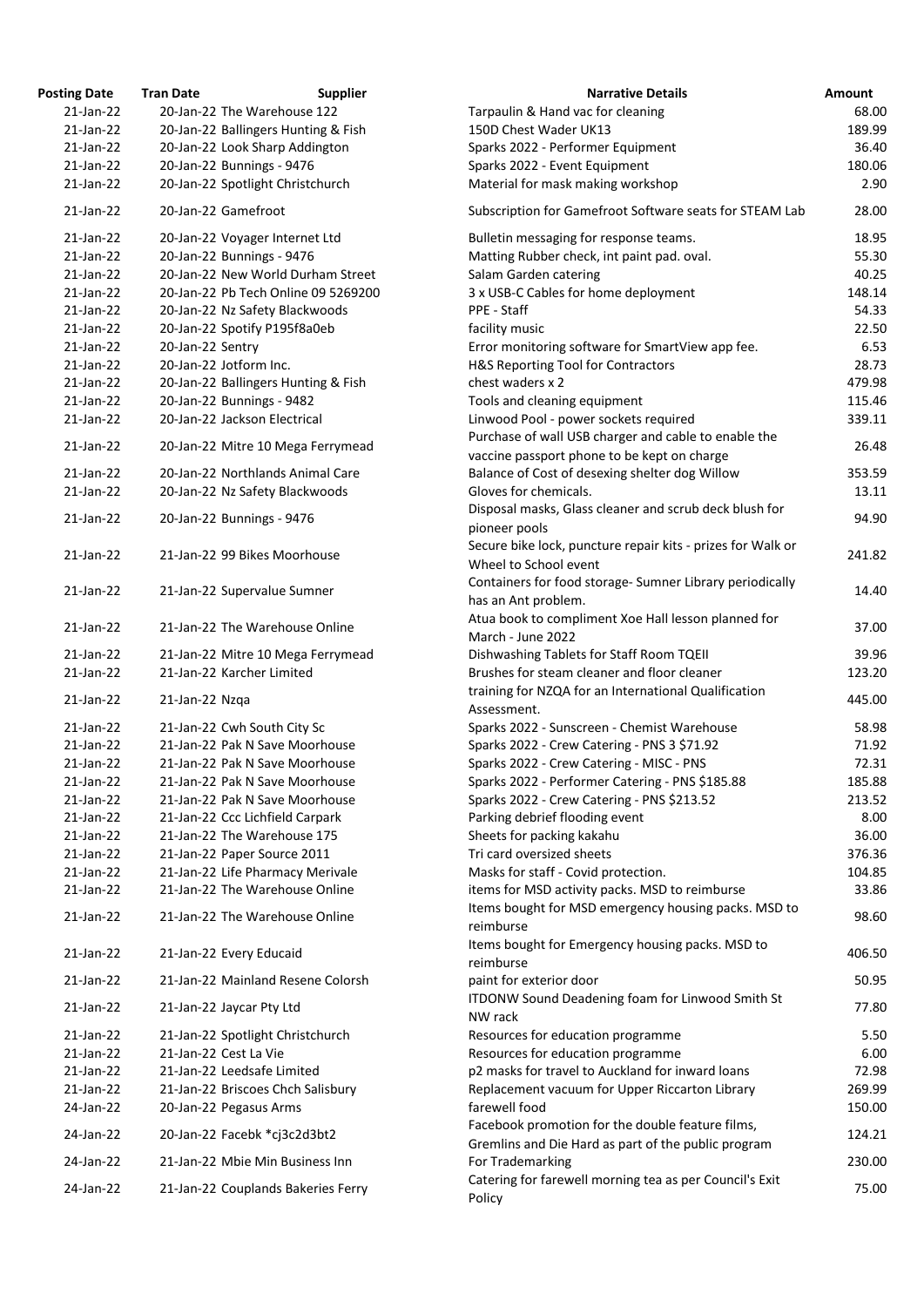| Posting Date | Tran Date | Supplier | Narrative Details | Amount |
|---|---|---|---|---|
| 21-Jan-22 | 20-Jan-22 | The Warehouse 122 | Tarpaulin & Hand vac for cleaning | 68.00 |
| 21-Jan-22 | 20-Jan-22 | Ballingers Hunting & Fish | 150D Chest Wader UK13 | 189.99 |
| 21-Jan-22 | 20-Jan-22 | Look Sharp Addington | Sparks 2022 - Performer Equipment | 36.40 |
| 21-Jan-22 | 20-Jan-22 | Bunnings - 9476 | Sparks 2022 - Event Equipment | 180.06 |
| 21-Jan-22 | 20-Jan-22 | Spotlight Christchurch | Material for mask making workshop | 2.90 |
| 21-Jan-22 | 20-Jan-22 | Gamefroot | Subscription for Gamefroot Software seats for STEAM Lab | 28.00 |
| 21-Jan-22 | 20-Jan-22 | Voyager Internet Ltd | Bulletin messaging for response teams. | 18.95 |
| 21-Jan-22 | 20-Jan-22 | Bunnings - 9476 | Matting Rubber check, int paint pad. oval. | 55.30 |
| 21-Jan-22 | 20-Jan-22 | New World Durham Street | Salam Garden catering | 40.25 |
| 21-Jan-22 | 20-Jan-22 | Pb Tech Online 09 5269200 | 3 x USB-C Cables for home deployment | 148.14 |
| 21-Jan-22 | 20-Jan-22 | Nz Safety Blackwoods | PPE - Staff | 54.33 |
| 21-Jan-22 | 20-Jan-22 | Spotify P195f8a0eb | facility music | 22.50 |
| 21-Jan-22 | 20-Jan-22 | Sentry | Error monitoring software for SmartView app fee. | 6.53 |
| 21-Jan-22 | 20-Jan-22 | Jotform Inc. | H&S Reporting Tool for Contractors | 28.73 |
| 21-Jan-22 | 20-Jan-22 | Ballingers Hunting & Fish | chest waders x 2 | 479.98 |
| 21-Jan-22 | 20-Jan-22 | Bunnings - 9482 | Tools and cleaning equipment | 115.46 |
| 21-Jan-22 | 20-Jan-22 | Jackson Electrical | Linwood Pool - power sockets required | 339.11 |
| 21-Jan-22 | 20-Jan-22 | Mitre 10 Mega Ferrymead | Purchase of wall USB charger and cable to enable the vaccine passport phone to be kept on charge | 26.48 |
| 21-Jan-22 | 20-Jan-22 | Northlands Animal Care | Balance of Cost of desexing shelter dog Willow | 353.59 |
| 21-Jan-22 | 20-Jan-22 | Nz Safety Blackwoods | Gloves for chemicals. | 13.11 |
| 21-Jan-22 | 20-Jan-22 | Bunnings - 9476 | Disposal masks, Glass cleaner and scrub deck blush for pioneer pools | 94.90 |
| 21-Jan-22 | 21-Jan-22 | 99 Bikes Moorhouse | Secure bike lock, puncture repair kits - prizes for Walk or Wheel to School event | 241.82 |
| 21-Jan-22 | 21-Jan-22 | Supervalue Sumner | Containers for food storage- Sumner Library periodically has an Ant problem. | 14.40 |
| 21-Jan-22 | 21-Jan-22 | The Warehouse Online | Atua book to compliment Xoe Hall lesson planned for March - June 2022 | 37.00 |
| 21-Jan-22 | 21-Jan-22 | Mitre 10 Mega Ferrymead | Dishwashing Tablets for Staff Room TQEII | 39.96 |
| 21-Jan-22 | 21-Jan-22 | Karcher Limited | Brushes for steam cleaner and floor cleaner | 123.20 |
| 21-Jan-22 | 21-Jan-22 | Nzqa | training for NZQA for an International Qualification Assessment. | 445.00 |
| 21-Jan-22 | 21-Jan-22 | Cwh South City Sc | Sparks 2022 - Sunscreen - Chemist Warehouse | 58.98 |
| 21-Jan-22 | 21-Jan-22 | Pak N Save Moorhouse | Sparks 2022 - Crew Catering - PNS 3 $71.92 | 71.92 |
| 21-Jan-22 | 21-Jan-22 | Pak N Save Moorhouse | Sparks 2022 - Crew Catering - MISC - PNS | 72.31 |
| 21-Jan-22 | 21-Jan-22 | Pak N Save Moorhouse | Sparks 2022 - Performer Catering - PNS $185.88 | 185.88 |
| 21-Jan-22 | 21-Jan-22 | Pak N Save Moorhouse | Sparks 2022 - Crew Catering - PNS $213.52 | 213.52 |
| 21-Jan-22 | 21-Jan-22 | Ccc Lichfield Carpark | Parking debrief flooding event | 8.00 |
| 21-Jan-22 | 21-Jan-22 | The Warehouse 175 | Sheets for packing kakahu | 36.00 |
| 21-Jan-22 | 21-Jan-22 | Paper Source 2011 | Tri card oversized sheets | 376.36 |
| 21-Jan-22 | 21-Jan-22 | Life Pharmacy Merivale | Masks for staff - Covid protection. | 104.85 |
| 21-Jan-22 | 21-Jan-22 | The Warehouse Online | items for MSD activity packs. MSD to reimburse | 33.86 |
| 21-Jan-22 | 21-Jan-22 | The Warehouse Online | Items bought for MSD emergency housing packs. MSD to reimburse | 98.60 |
| 21-Jan-22 | 21-Jan-22 | Every Educaid | Items bought for Emergency housing packs. MSD to reimburse | 406.50 |
| 21-Jan-22 | 21-Jan-22 | Mainland Resene Colorsh | paint for exterior door | 50.95 |
| 21-Jan-22 | 21-Jan-22 | Jaycar Pty Ltd | ITDONW Sound Deadening foam for Linwood Smith St NW rack | 77.80 |
| 21-Jan-22 | 21-Jan-22 | Spotlight Christchurch | Resources for education programme | 5.50 |
| 21-Jan-22 | 21-Jan-22 | Cest La Vie | Resources for education programme | 6.00 |
| 21-Jan-22 | 21-Jan-22 | Leedsafe Limited | p2 masks for travel to Auckland for inward loans | 72.98 |
| 21-Jan-22 | 21-Jan-22 | Briscoes Chch Salisbury | Replacement vacuum for Upper Riccarton Library | 269.99 |
| 24-Jan-22 | 20-Jan-22 | Pegasus Arms | farewell food | 150.00 |
| 24-Jan-22 | 20-Jan-22 | Facebk *cj3c2d3bt2 | Facebook promotion for the double feature films, Gremlins and Die Hard as part of the public program | 124.21 |
| 24-Jan-22 | 21-Jan-22 | Mbie Min Business Inn | For Trademarking | 230.00 |
| 24-Jan-22 | 21-Jan-22 | Couplands Bakeries Ferry | Catering for farewell morning tea as per Council's Exit Policy | 75.00 |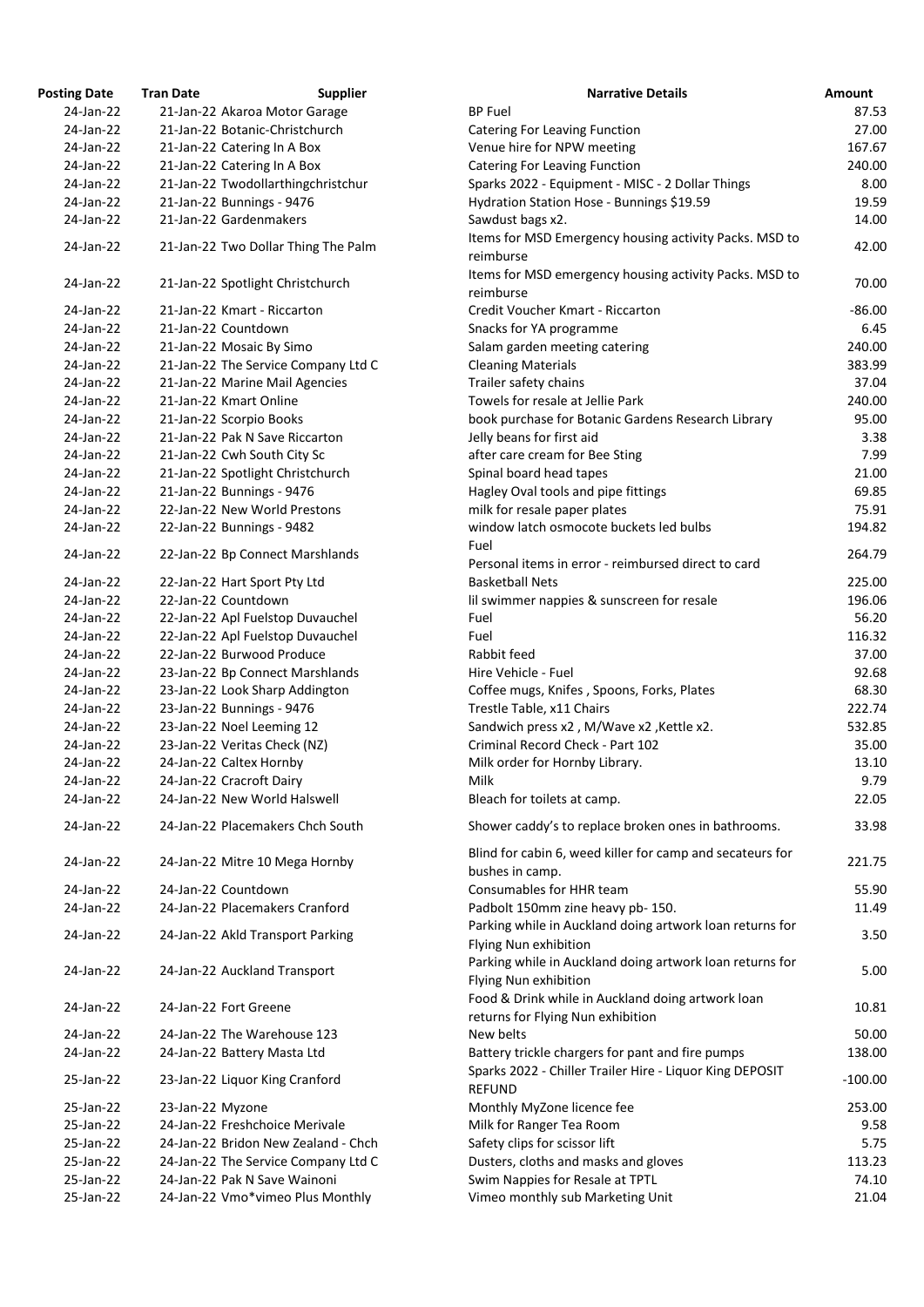| Posting Date | Tran Date | Supplier | Narrative Details | Amount |
|---|---|---|---|---|
| 24-Jan-22 | 21-Jan-22 | Akaroa Motor Garage | BP Fuel | 87.53 |
| 24-Jan-22 | 21-Jan-22 | Botanic-Christchurch | Catering For Leaving Function | 27.00 |
| 24-Jan-22 | 21-Jan-22 | Catering In A Box | Venue hire for NPW meeting | 167.67 |
| 24-Jan-22 | 21-Jan-22 | Catering In A Box | Catering For Leaving Function | 240.00 |
| 24-Jan-22 | 21-Jan-22 | Twodollarthingchristchur | Sparks 2022 - Equipment - MISC - 2 Dollar Things | 8.00 |
| 24-Jan-22 | 21-Jan-22 | Bunnings - 9476 | Hydration Station Hose - Bunnings $19.59 | 19.59 |
| 24-Jan-22 | 21-Jan-22 | Gardenmakers | Sawdust bags x2. | 14.00 |
| 24-Jan-22 | 21-Jan-22 | Two Dollar Thing The Palm | Items for MSD Emergency housing activity Packs. MSD to reimburse | 42.00 |
| 24-Jan-22 | 21-Jan-22 | Spotlight Christchurch | Items for MSD emergency housing activity Packs. MSD to reimburse | 70.00 |
| 24-Jan-22 | 21-Jan-22 | Kmart - Riccarton | Credit Voucher Kmart - Riccarton | -86.00 |
| 24-Jan-22 | 21-Jan-22 | Countdown | Snacks for YA programme | 6.45 |
| 24-Jan-22 | 21-Jan-22 | Mosaic By Simo | Salam garden meeting catering | 240.00 |
| 24-Jan-22 | 21-Jan-22 | The Service Company Ltd C | Cleaning Materials | 383.99 |
| 24-Jan-22 | 21-Jan-22 | Marine Mail Agencies | Trailer safety chains | 37.04 |
| 24-Jan-22 | 21-Jan-22 | Kmart Online | Towels for resale at Jellie Park | 240.00 |
| 24-Jan-22 | 21-Jan-22 | Scorpio Books | book purchase for Botanic Gardens Research Library | 95.00 |
| 24-Jan-22 | 21-Jan-22 | Pak N Save Riccarton | Jelly beans for first aid | 3.38 |
| 24-Jan-22 | 21-Jan-22 | Cwh South City Sc | after care cream for Bee Sting | 7.99 |
| 24-Jan-22 | 21-Jan-22 | Spotlight Christchurch | Spinal board head tapes | 21.00 |
| 24-Jan-22 | 21-Jan-22 | Bunnings - 9476 | Hagley Oval tools and pipe fittings | 69.85 |
| 24-Jan-22 | 22-Jan-22 | New World Prestons | milk for resale paper plates | 75.91 |
| 24-Jan-22 | 22-Jan-22 | Bunnings - 9482 | window latch osmocote buckets led bulbs | 194.82 |
| 24-Jan-22 | 22-Jan-22 | Bp Connect Marshlands | Fuel<br>Personal items in error - reimbursed direct to card | 264.79 |
| 24-Jan-22 | 22-Jan-22 | Hart Sport Pty Ltd | Basketball Nets | 225.00 |
| 24-Jan-22 | 22-Jan-22 | Countdown | lil swimmer nappies & sunscreen for resale | 196.06 |
| 24-Jan-22 | 22-Jan-22 | Apl Fuelstop Duvauchel | Fuel | 56.20 |
| 24-Jan-22 | 22-Jan-22 | Apl Fuelstop Duvauchel | Fuel | 116.32 |
| 24-Jan-22 | 22-Jan-22 | Burwood Produce | Rabbit feed | 37.00 |
| 24-Jan-22 | 23-Jan-22 | Bp Connect Marshlands | Hire Vehicle - Fuel | 92.68 |
| 24-Jan-22 | 23-Jan-22 | Look Sharp Addington | Coffee mugs, Knifes , Spoons, Forks, Plates | 68.30 |
| 24-Jan-22 | 23-Jan-22 | Bunnings - 9476 | Trestle Table, x11 Chairs | 222.74 |
| 24-Jan-22 | 23-Jan-22 | Noel Leeming 12 | Sandwich press x2 , M/Wave x2 ,Kettle x2. | 532.85 |
| 24-Jan-22 | 23-Jan-22 | Veritas Check (NZ) | Criminal Record Check - Part 102 | 35.00 |
| 24-Jan-22 | 24-Jan-22 | Caltex Hornby | Milk order for Hornby Library. | 13.10 |
| 24-Jan-22 | 24-Jan-22 | Cracroft Dairy | Milk | 9.79 |
| 24-Jan-22 | 24-Jan-22 | New World Halswell | Bleach for toilets at camp. | 22.05 |
| 24-Jan-22 | 24-Jan-22 | Placemakers Chch South | Shower caddy's to replace broken ones in bathrooms. | 33.98 |
| 24-Jan-22 | 24-Jan-22 | Mitre 10 Mega Hornby | Blind for cabin 6, weed killer for camp and secateurs for bushes in camp. | 221.75 |
| 24-Jan-22 | 24-Jan-22 | Countdown | Consumables for HHR team | 55.90 |
| 24-Jan-22 | 24-Jan-22 | Placemakers Cranford | Padbolt 150mm zinc heavy pb- 150. | 11.49 |
| 24-Jan-22 | 24-Jan-22 | Akld Transport Parking | Parking while in Auckland doing artwork loan returns for Flying Nun exhibition | 3.50 |
| 24-Jan-22 | 24-Jan-22 | Auckland Transport | Parking while in Auckland doing artwork loan returns for Flying Nun exhibition | 5.00 |
| 24-Jan-22 | 24-Jan-22 | Fort Greene | Food & Drink while in Auckland doing artwork loan returns for Flying Nun exhibition | 10.81 |
| 24-Jan-22 | 24-Jan-22 | The Warehouse 123 | New belts | 50.00 |
| 24-Jan-22 | 24-Jan-22 | Battery Masta Ltd | Battery trickle chargers for pant and fire pumps | 138.00 |
| 25-Jan-22 | 23-Jan-22 | Liquor King Cranford | Sparks 2022 - Chiller Trailer Hire - Liquor King DEPOSIT REFUND | -100.00 |
| 25-Jan-22 | 23-Jan-22 | Myzone | Monthly MyZone licence fee | 253.00 |
| 25-Jan-22 | 24-Jan-22 | Freshchoice Merivale | Milk for Ranger Tea Room | 9.58 |
| 25-Jan-22 | 24-Jan-22 | Bridon New Zealand - Chch | Safety clips for scissor lift | 5.75 |
| 25-Jan-22 | 24-Jan-22 | The Service Company Ltd C | Dusters, cloths and masks and gloves | 113.23 |
| 25-Jan-22 | 24-Jan-22 | Pak N Save Wainoni | Swim Nappies for Resale at TPTL | 74.10 |
| 25-Jan-22 | 24-Jan-22 | Vmo*vimeo Plus Monthly | Vimeo monthly sub Marketing Unit | 21.04 |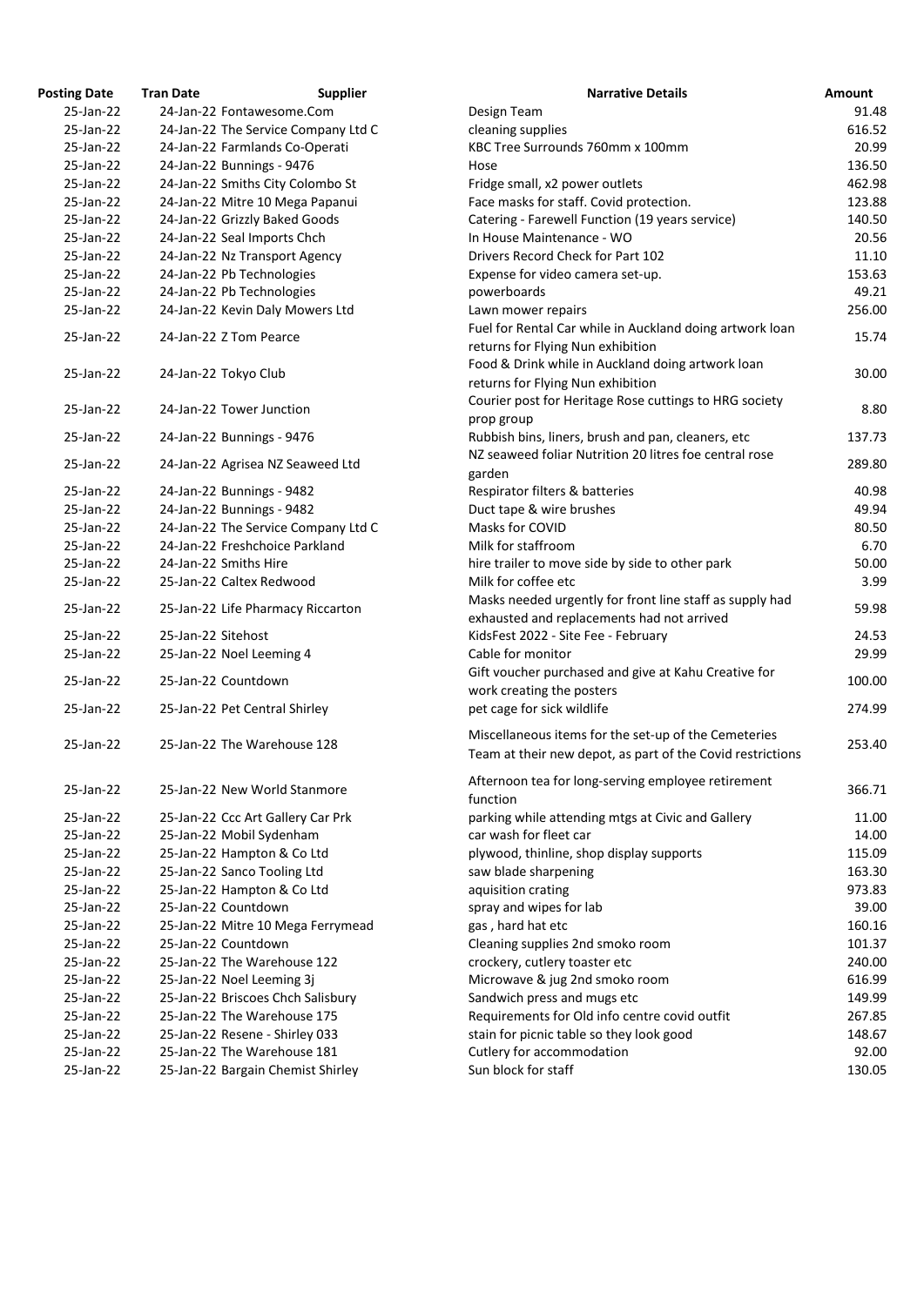| Posting Date | Tran Date | Supplier | Narrative Details | Amount |
|---|---|---|---|---|
| 25-Jan-22 | 24-Jan-22 | Fontawesome.Com | Design Team | 91.48 |
| 25-Jan-22 | 24-Jan-22 | The Service Company Ltd C | cleaning supplies | 616.52 |
| 25-Jan-22 | 24-Jan-22 | Farmlands Co-Operati | KBC Tree Surrounds 760mm x 100mm | 20.99 |
| 25-Jan-22 | 24-Jan-22 | Bunnings - 9476 | Hose | 136.50 |
| 25-Jan-22 | 24-Jan-22 | Smiths City Colombo St | Fridge small, x2 power outlets | 462.98 |
| 25-Jan-22 | 24-Jan-22 | Mitre 10 Mega Papanui | Face masks for staff. Covid protection. | 123.88 |
| 25-Jan-22 | 24-Jan-22 | Grizzly Baked Goods | Catering - Farewell Function (19 years service) | 140.50 |
| 25-Jan-22 | 24-Jan-22 | Seal Imports Chch | In House Maintenance - WO | 20.56 |
| 25-Jan-22 | 24-Jan-22 | Nz Transport Agency | Drivers Record Check for Part 102 | 11.10 |
| 25-Jan-22 | 24-Jan-22 | Pb Technologies | Expense for video camera set-up. | 153.63 |
| 25-Jan-22 | 24-Jan-22 | Pb Technologies | powerboards | 49.21 |
| 25-Jan-22 | 24-Jan-22 | Kevin Daly Mowers Ltd | Lawn mower repairs | 256.00 |
| 25-Jan-22 | 24-Jan-22 | Z Tom Pearce | Fuel for Rental Car while in Auckland doing artwork loan returns for Flying Nun exhibition | 15.74 |
| 25-Jan-22 | 24-Jan-22 | Tokyo Club | Food & Drink while in Auckland doing artwork loan returns for Flying Nun exhibition | 30.00 |
| 25-Jan-22 | 24-Jan-22 | Tower Junction | Courier post for Heritage Rose cuttings to HRG society prop group | 8.80 |
| 25-Jan-22 | 24-Jan-22 | Bunnings - 9476 | Rubbish bins, liners, brush and pan, cleaners, etc | 137.73 |
| 25-Jan-22 | 24-Jan-22 | Agrisea NZ Seaweed Ltd | NZ seaweed foliar Nutrition 20 litres foe central rose garden | 289.80 |
| 25-Jan-22 | 24-Jan-22 | Bunnings - 9482 | Respirator filters & batteries | 40.98 |
| 25-Jan-22 | 24-Jan-22 | Bunnings - 9482 | Duct tape & wire brushes | 49.94 |
| 25-Jan-22 | 24-Jan-22 | The Service Company Ltd C | Masks for COVID | 80.50 |
| 25-Jan-22 | 24-Jan-22 | Freshchoice Parkland | Milk for staffroom | 6.70 |
| 25-Jan-22 | 24-Jan-22 | Smiths Hire | hire trailer to move side by side to other park | 50.00 |
| 25-Jan-22 | 25-Jan-22 | Caltex Redwood | Milk for coffee etc | 3.99 |
| 25-Jan-22 | 25-Jan-22 | Life Pharmacy Riccarton | Masks needed urgently for front line staff as supply had exhausted and replacements had not arrived | 59.98 |
| 25-Jan-22 | 25-Jan-22 | Sitehost | KidsFest 2022 - Site Fee - February | 24.53 |
| 25-Jan-22 | 25-Jan-22 | Noel Leeming 4 | Cable for monitor | 29.99 |
| 25-Jan-22 | 25-Jan-22 | Countdown | Gift voucher purchased and give at Kahu Creative for work creating the posters | 100.00 |
| 25-Jan-22 | 25-Jan-22 | Pet Central Shirley | pet cage for sick wildlife | 274.99 |
| 25-Jan-22 | 25-Jan-22 | The Warehouse 128 | Miscellaneous items for the set-up of the Cemeteries Team at their new depot, as part of the Covid restrictions | 253.40 |
| 25-Jan-22 | 25-Jan-22 | New World Stanmore | Afternoon tea for long-serving employee retirement function | 366.71 |
| 25-Jan-22 | 25-Jan-22 | Ccc Art Gallery Car Prk | parking while attending mtgs at Civic and Gallery | 11.00 |
| 25-Jan-22 | 25-Jan-22 | Mobil Sydenham | car wash for fleet car | 14.00 |
| 25-Jan-22 | 25-Jan-22 | Hampton & Co Ltd | plywood, thinline, shop display supports | 115.09 |
| 25-Jan-22 | 25-Jan-22 | Sanco Tooling Ltd | saw blade sharpening | 163.30 |
| 25-Jan-22 | 25-Jan-22 | Hampton & Co Ltd | aquisition crating | 973.83 |
| 25-Jan-22 | 25-Jan-22 | Countdown | spray and wipes for lab | 39.00 |
| 25-Jan-22 | 25-Jan-22 | Mitre 10 Mega Ferrymead | gas , hard hat etc | 160.16 |
| 25-Jan-22 | 25-Jan-22 | Countdown | Cleaning supplies 2nd smoko room | 101.37 |
| 25-Jan-22 | 25-Jan-22 | The Warehouse 122 | crockery, cutlery toaster etc | 240.00 |
| 25-Jan-22 | 25-Jan-22 | Noel Leeming 3j | Microwave & jug 2nd smoko room | 616.99 |
| 25-Jan-22 | 25-Jan-22 | Briscoes Chch Salisbury | Sandwich press and mugs etc | 149.99 |
| 25-Jan-22 | 25-Jan-22 | The Warehouse 175 | Requirements for Old info centre covid outfit | 267.85 |
| 25-Jan-22 | 25-Jan-22 | Resene - Shirley 033 | stain for picnic table so they look good | 148.67 |
| 25-Jan-22 | 25-Jan-22 | The Warehouse 181 | Cutlery for accommodation | 92.00 |
| 25-Jan-22 | 25-Jan-22 | Bargain Chemist Shirley | Sun block for staff | 130.05 |